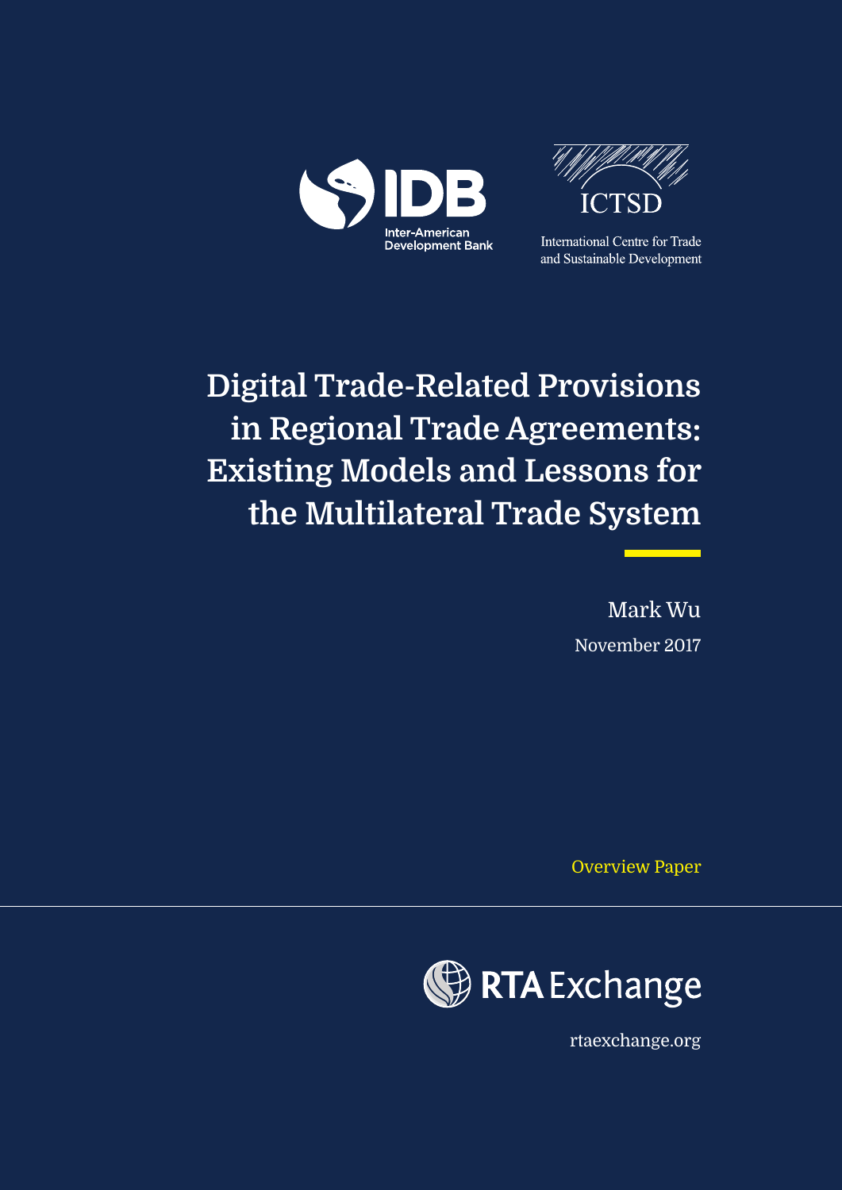Inter-American Development Bank

ICTSD

International Centre for Trade and Sustainable Development

# Digital Trade-Related Provisions in Regional Trade Agreements: Existing Models and Lessons for the Multilateral Trade System

Mark Wu

November 2017

Overview Paper

RTA Exchange

rtaexchange.org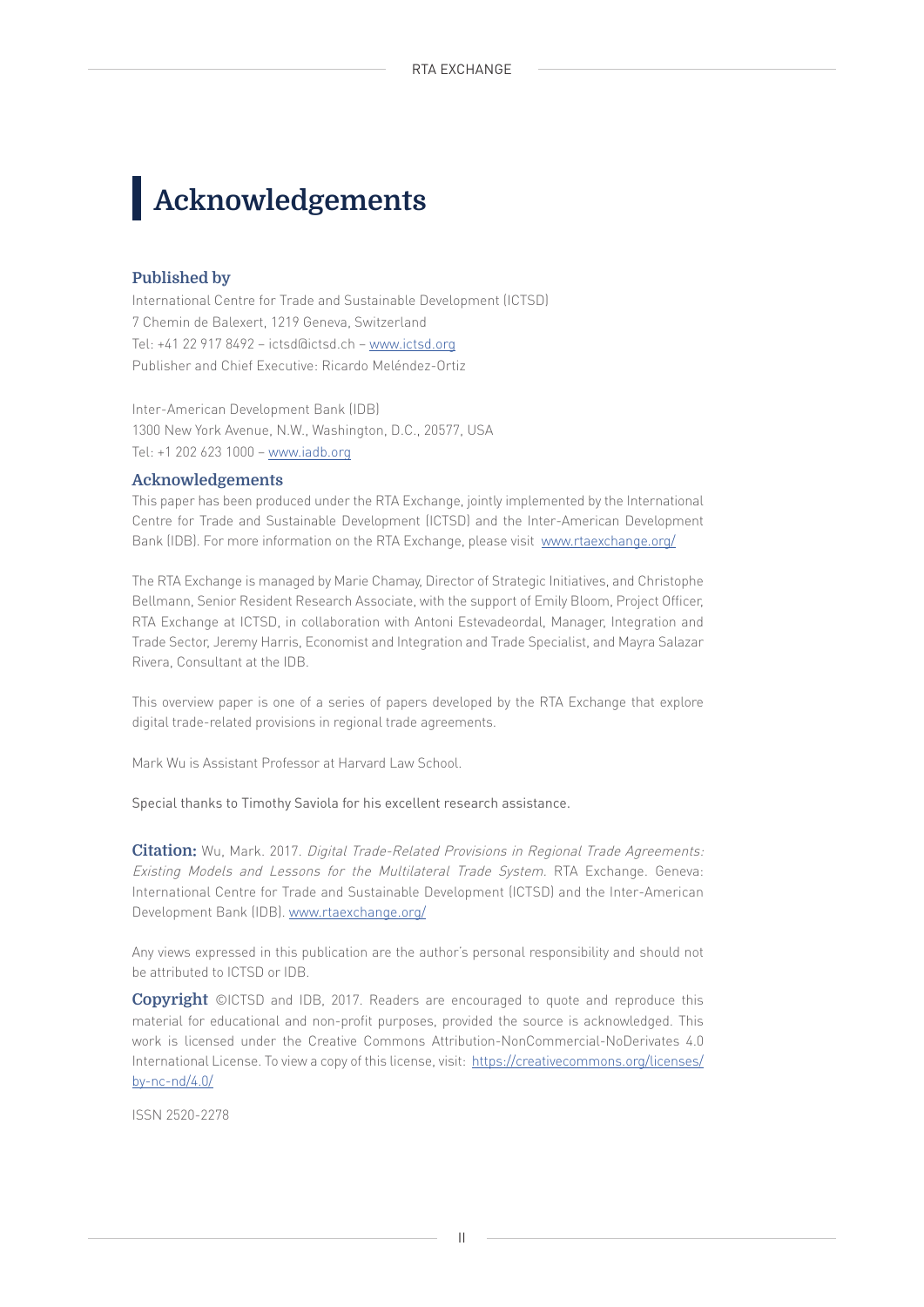# Acknowledgements

### Published by

International Centre for Trade and Sustainable Development (ICTSD)
7 Chemin de Balexert, 1219 Geneva, Switzerland
Tel: +41 22 917 8492 – ictsd@ictsd.ch – www.ictsd.org
Publisher and Chief Executive: Ricardo Meléndez-Ortiz

Inter-American Development Bank (IDB)
1300 New York Avenue, N.W., Washington, D.C., 20577, USA
Tel: +1 202 623 1000 – www.iadb.org

### Acknowledgements

This paper has been produced under the RTA Exchange, jointly implemented by the International Centre for Trade and Sustainable Development (ICTSD) and the Inter-American Development Bank (IDB). For more information on the RTA Exchange, please visit www.rtaexchange.org/

The RTA Exchange is managed by Marie Chamay, Director of Strategic Initiatives, and Christophe Bellmann, Senior Resident Research Associate, with the support of Emily Bloom, Project Officer, RTA Exchange at ICTSD, in collaboration with Antoni Estevadeordal, Manager, Integration and Trade Sector, Jeremy Harris, Economist and Integration and Trade Specialist, and Mayra Salazar Rivera, Consultant at the IDB.

This overview paper is one of a series of papers developed by the RTA Exchange that explore digital trade-related provisions in regional trade agreements.

Mark Wu is Assistant Professor at Harvard Law School.

Special thanks to Timothy Saviola for his excellent research assistance.

**Citation:** Wu, Mark. 2017. *Digital Trade-Related Provisions in Regional Trade Agreements: Existing Models and Lessons for the Multilateral Trade System*. RTA Exchange. Geneva: International Centre for Trade and Sustainable Development (ICTSD) and the Inter-American Development Bank (IDB). www.rtaexchange.org/

Any views expressed in this publication are the author's personal responsibility and should not be attributed to ICTSD or IDB.

**Copyright** ©ICTSD and IDB, 2017. Readers are encouraged to quote and reproduce this material for educational and non-profit purposes, provided the source is acknowledged. This work is licensed under the Creative Commons Attribution-NonCommercial-NoDerivates 4.0 International License. To view a copy of this license, visit: https://creativecommons.org/licenses/by-nc-nd/4.0/

ISSN 2520-2278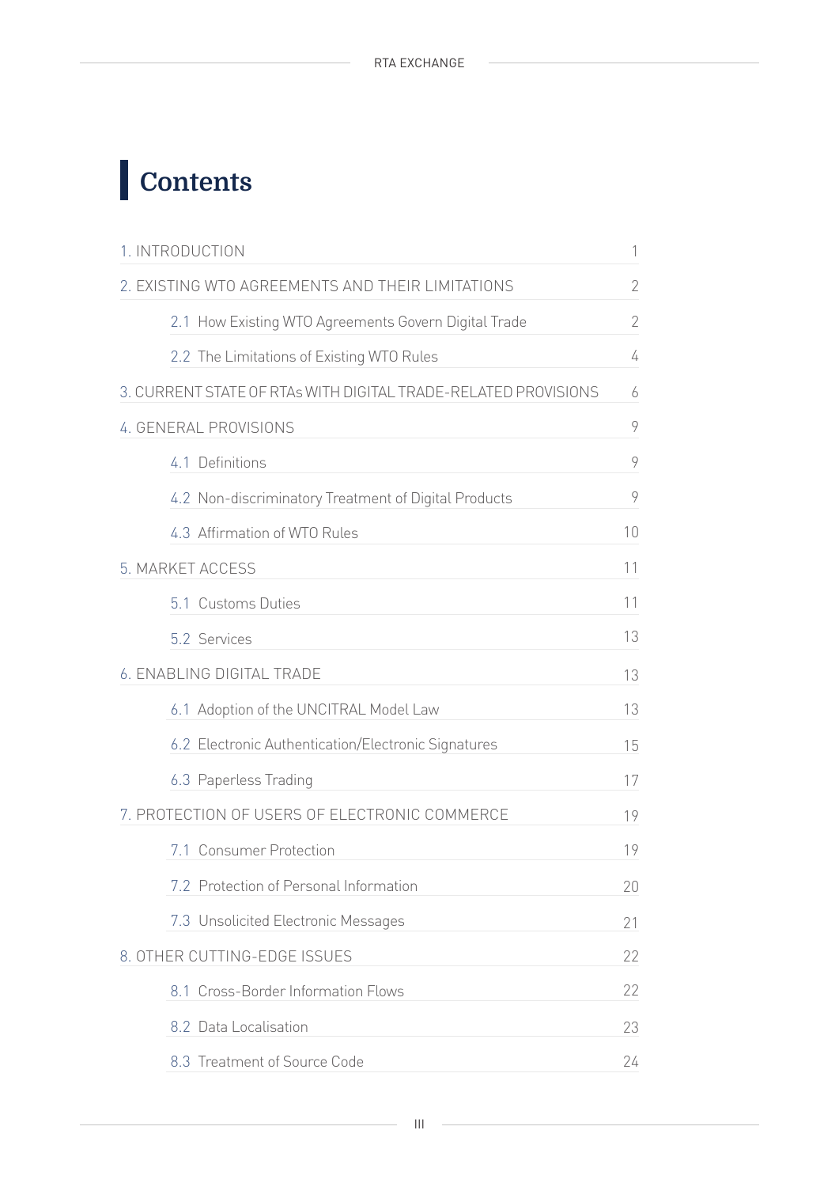# Contents

| | |
|---|---|
| 1. INTRODUCTION | 1 |
| 2. EXISTING WTO AGREEMENTS AND THEIR LIMITATIONS | 2 |
| 2.1 How Existing WTO Agreements Govern Digital Trade | 2 |
| 2.2 The Limitations of Existing WTO Rules | 4 |
| 3. CURRENT STATE OF RTAs WITH DIGITAL TRADE-RELATED PROVISIONS | 6 |
| 4. GENERAL PROVISIONS | 9 |
| 4.1 Definitions | 9 |
| 4.2 Non-discriminatory Treatment of Digital Products | 9 |
| 4.3 Affirmation of WTO Rules | 10 |
| 5. MARKET ACCESS | 11 |
| 5.1 Customs Duties | 11 |
| 5.2 Services | 13 |
| 6. ENABLING DIGITAL TRADE | 13 |
| 6.1 Adoption of the UNCITRAL Model Law | 13 |
| 6.2 Electronic Authentication/Electronic Signatures | 15 |
| 6.3 Paperless Trading | 17 |
| 7. PROTECTION OF USERS OF ELECTRONIC COMMERCE | 19 |
| 7.1 Consumer Protection | 19 |
| 7.2 Protection of Personal Information | 20 |
| 7.3 Unsolicited Electronic Messages | 21 |
| 8. OTHER CUTTING-EDGE ISSUES | 22 |
| 8.1 Cross-Border Information Flows | 22 |
| 8.2 Data Localisation | 23 |
| 8.3 Treatment of Source Code | 24 |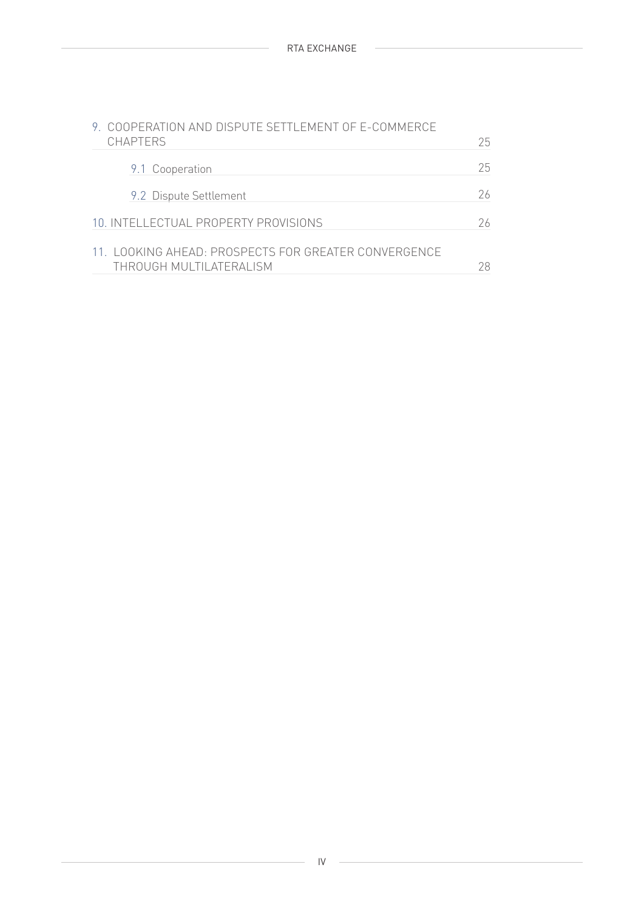9. COOPERATION AND DISPUTE SETTLEMENT OF E-COMMERCE CHAPTERS 25

 9.1 Cooperation 25

 9.2 Dispute Settlement 26

10. INTELLECTUAL PROPERTY PROVISIONS 26

11. LOOKING AHEAD: PROSPECTS FOR GREATER CONVERGENCE THROUGH MULTILATERALISM 28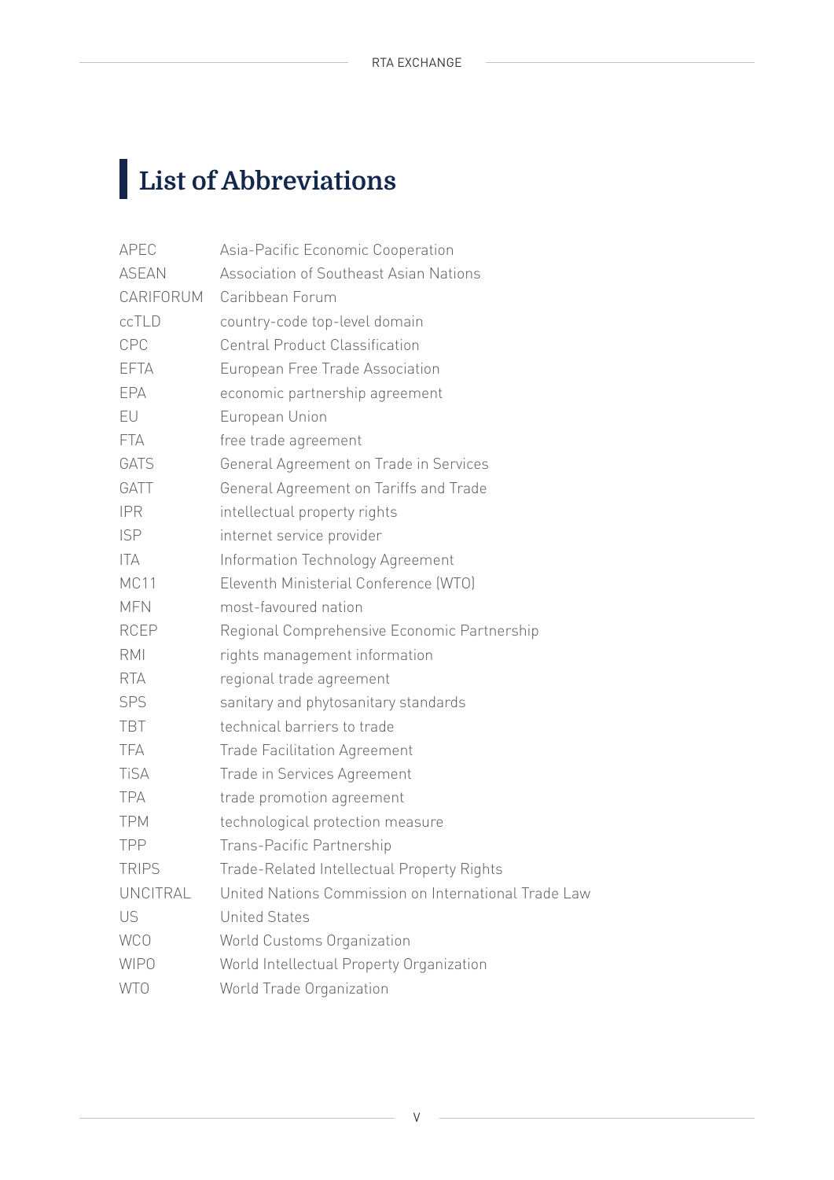# List of Abbreviations

| | |
|---|---|
| APEC | Asia-Pacific Economic Cooperation |
| ASEAN | Association of Southeast Asian Nations |
| CARIFORUM | Caribbean Forum |
| ccTLD | country-code top-level domain |
| CPC | Central Product Classification |
| EFTA | European Free Trade Association |
| EPA | economic partnership agreement |
| EU | European Union |
| FTA | free trade agreement |
| GATS | General Agreement on Trade in Services |
| GATT | General Agreement on Tariffs and Trade |
| IPR | intellectual property rights |
| ISP | internet service provider |
| ITA | Information Technology Agreement |
| MC11 | Eleventh Ministerial Conference (WTO) |
| MFN | most-favoured nation |
| RCEP | Regional Comprehensive Economic Partnership |
| RMI | rights management information |
| RTA | regional trade agreement |
| SPS | sanitary and phytosanitary standards |
| TBT | technical barriers to trade |
| TFA | Trade Facilitation Agreement |
| TiSA | Trade in Services Agreement |
| TPA | trade promotion agreement |
| TPM | technological protection measure |
| TPP | Trans-Pacific Partnership |
| TRIPS | Trade-Related Intellectual Property Rights |
| UNCITRAL | United Nations Commission on International Trade Law |
| US | United States |
| WCO | World Customs Organization |
| WIPO | World Intellectual Property Organization |
| WTO | World Trade Organization |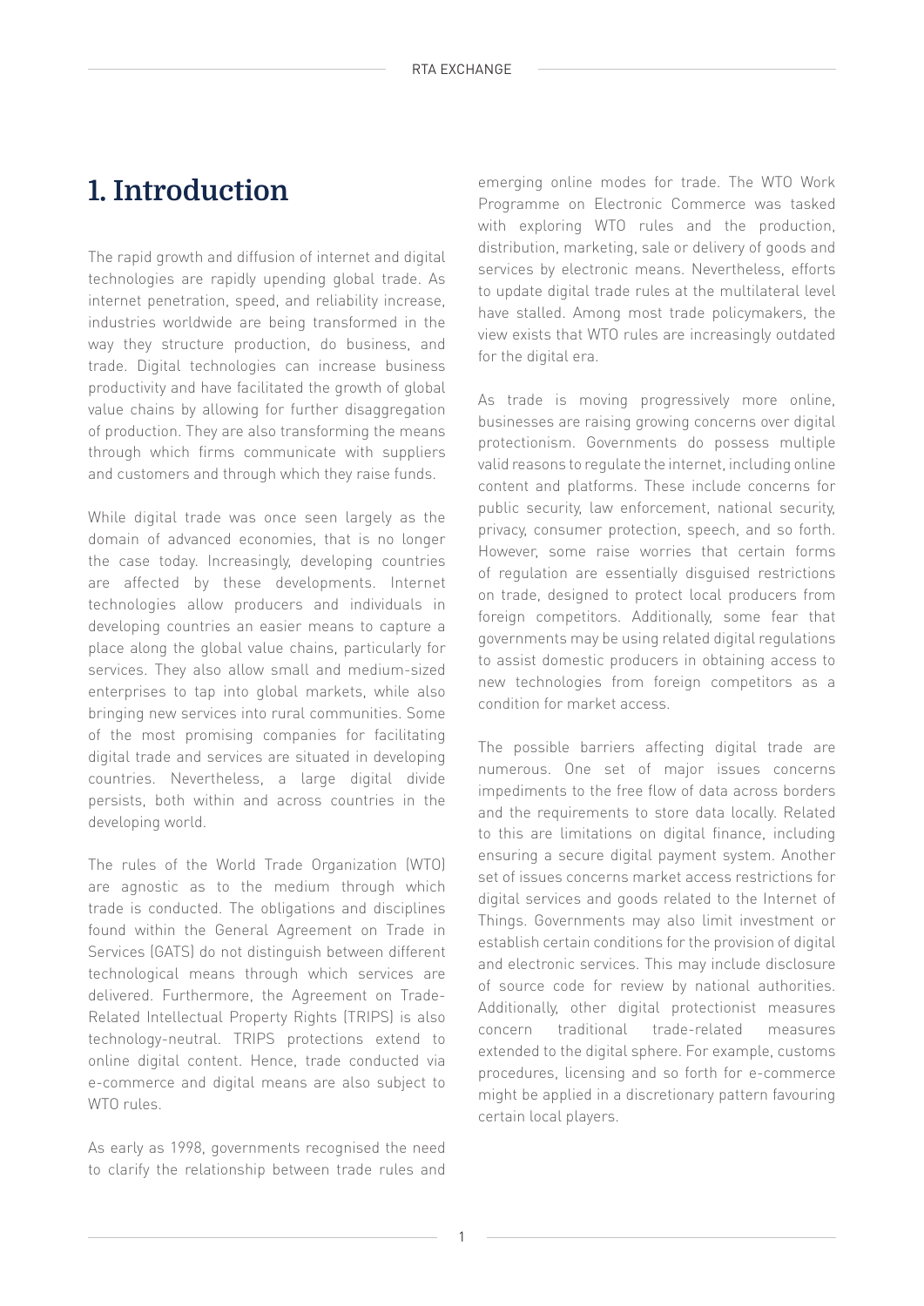# 1. Introduction

The rapid growth and diffusion of internet and digital technologies are rapidly upending global trade. As internet penetration, speed, and reliability increase, industries worldwide are being transformed in the way they structure production, do business, and trade. Digital technologies can increase business productivity and have facilitated the growth of global value chains by allowing for further disaggregation of production. They are also transforming the means through which firms communicate with suppliers and customers and through which they raise funds.

While digital trade was once seen largely as the domain of advanced economies, that is no longer the case today. Increasingly, developing countries are affected by these developments. Internet technologies allow producers and individuals in developing countries an easier means to capture a place along the global value chains, particularly for services. They also allow small and medium-sized enterprises to tap into global markets, while also bringing new services into rural communities. Some of the most promising companies for facilitating digital trade and services are situated in developing countries. Nevertheless, a large digital divide persists, both within and across countries in the developing world.

The rules of the World Trade Organization (WTO) are agnostic as to the medium through which trade is conducted. The obligations and disciplines found within the General Agreement on Trade in Services (GATS) do not distinguish between different technological means through which services are delivered. Furthermore, the Agreement on Trade-Related Intellectual Property Rights (TRIPS) is also technology-neutral. TRIPS protections extend to online digital content. Hence, trade conducted via e-commerce and digital means are also subject to WTO rules.

As early as 1998, governments recognised the need to clarify the relationship between trade rules and emerging online modes for trade. The WTO Work Programme on Electronic Commerce was tasked with exploring WTO rules and the production, distribution, marketing, sale or delivery of goods and services by electronic means. Nevertheless, efforts to update digital trade rules at the multilateral level have stalled. Among most trade policymakers, the view exists that WTO rules are increasingly outdated for the digital era.

As trade is moving progressively more online, businesses are raising growing concerns over digital protectionism. Governments do possess multiple valid reasons to regulate the internet, including online content and platforms. These include concerns for public security, law enforcement, national security, privacy, consumer protection, speech, and so forth. However, some raise worries that certain forms of regulation are essentially disguised restrictions on trade, designed to protect local producers from foreign competitors. Additionally, some fear that governments may be using related digital regulations to assist domestic producers in obtaining access to new technologies from foreign competitors as a condition for market access.

The possible barriers affecting digital trade are numerous. One set of major issues concerns impediments to the free flow of data across borders and the requirements to store data locally. Related to this are limitations on digital finance, including ensuring a secure digital payment system. Another set of issues concerns market access restrictions for digital services and goods related to the Internet of Things. Governments may also limit investment or establish certain conditions for the provision of digital and electronic services. This may include disclosure of source code for review by national authorities. Additionally, other digital protectionist measures concern traditional trade-related measures extended to the digital sphere. For example, customs procedures, licensing and so forth for e-commerce might be applied in a discretionary pattern favouring certain local players.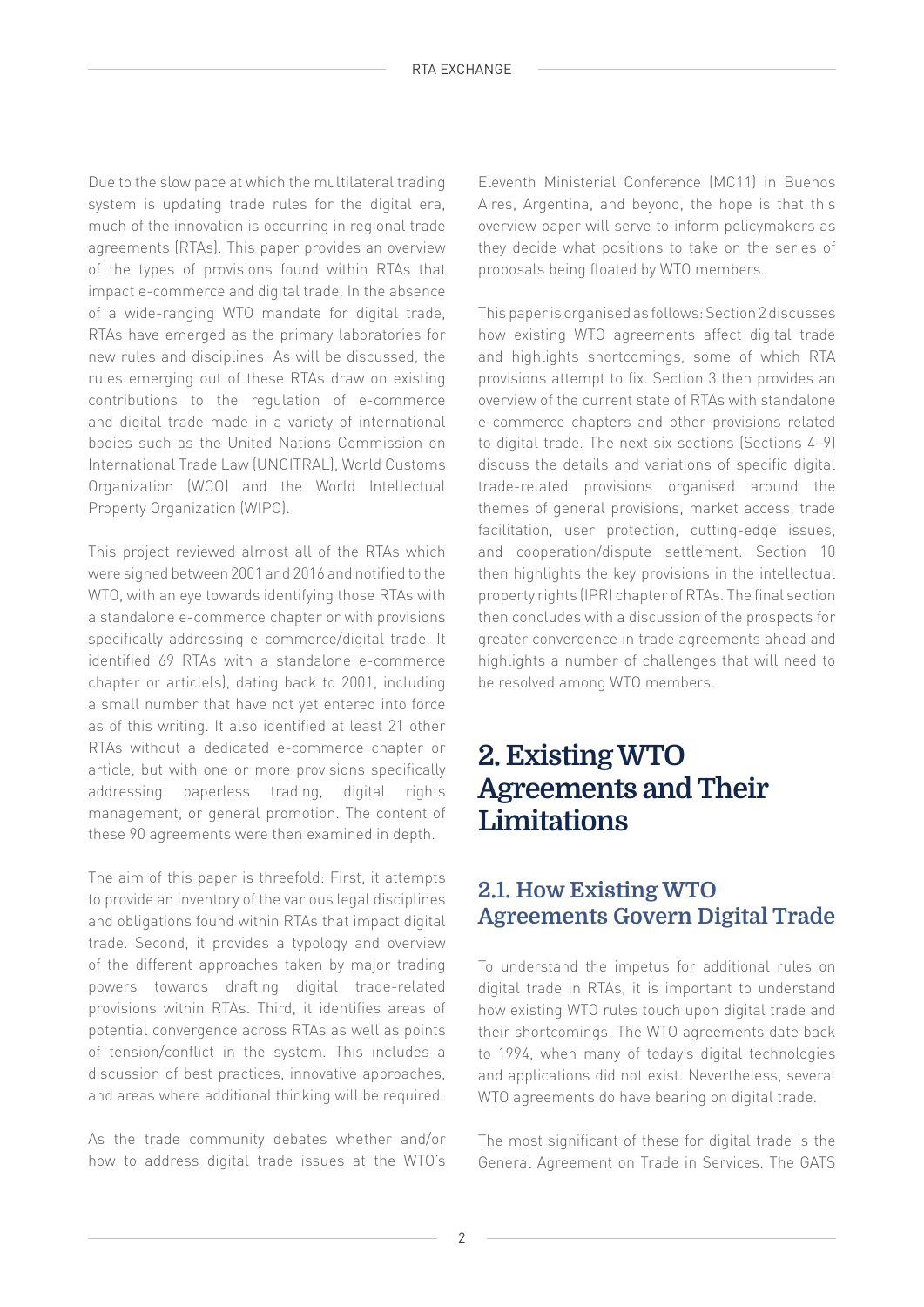Due to the slow pace at which the multilateral trading system is updating trade rules for the digital era, much of the innovation is occurring in regional trade agreements (RTAs). This paper provides an overview of the types of provisions found within RTAs that impact e-commerce and digital trade. In the absence of a wide-ranging WTO mandate for digital trade, RTAs have emerged as the primary laboratories for new rules and disciplines. As will be discussed, the rules emerging out of these RTAs draw on existing contributions to the regulation of e-commerce and digital trade made in a variety of international bodies such as the United Nations Commission on International Trade Law (UNCITRAL), World Customs Organization (WCO) and the World Intellectual Property Organization (WIPO).

This project reviewed almost all of the RTAs which were signed between 2001 and 2016 and notified to the WTO, with an eye towards identifying those RTAs with a standalone e-commerce chapter or with provisions specifically addressing e-commerce/digital trade. It identified 69 RTAs with a standalone e-commerce chapter or article(s), dating back to 2001, including a small number that have not yet entered into force as of this writing. It also identified at least 21 other RTAs without a dedicated e-commerce chapter or article, but with one or more provisions specifically addressing paperless trading, digital rights management, or general promotion. The content of these 90 agreements were then examined in depth.

The aim of this paper is threefold: First, it attempts to provide an inventory of the various legal disciplines and obligations found within RTAs that impact digital trade. Second, it provides a typology and overview of the different approaches taken by major trading powers towards drafting digital trade-related provisions within RTAs. Third, it identifies areas of potential convergence across RTAs as well as points of tension/conflict in the system. This includes a discussion of best practices, innovative approaches, and areas where additional thinking will be required.

As the trade community debates whether and/or how to address digital trade issues at the WTO's Eleventh Ministerial Conference (MC11) in Buenos Aires, Argentina, and beyond, the hope is that this overview paper will serve to inform policymakers as they decide what positions to take on the series of proposals being floated by WTO members.

This paper is organised as follows: Section 2 discusses how existing WTO agreements affect digital trade and highlights shortcomings, some of which RTA provisions attempt to fix. Section 3 then provides an overview of the current state of RTAs with standalone e-commerce chapters and other provisions related to digital trade. The next six sections (Sections 4–9) discuss the details and variations of specific digital trade-related provisions organised around the themes of general provisions, market access, trade facilitation, user protection, cutting-edge issues, and cooperation/dispute settlement. Section 10 then highlights the key provisions in the intellectual property rights (IPR) chapter of RTAs. The final section then concludes with a discussion of the prospects for greater convergence in trade agreements ahead and highlights a number of challenges that will need to be resolved among WTO members.

# 2. Existing WTO Agreements and Their Limitations

## 2.1. How Existing WTO Agreements Govern Digital Trade

To understand the impetus for additional rules on digital trade in RTAs, it is important to understand how existing WTO rules touch upon digital trade and their shortcomings. The WTO agreements date back to 1994, when many of today's digital technologies and applications did not exist. Nevertheless, several WTO agreements do have bearing on digital trade.

The most significant of these for digital trade is the General Agreement on Trade in Services. The GATS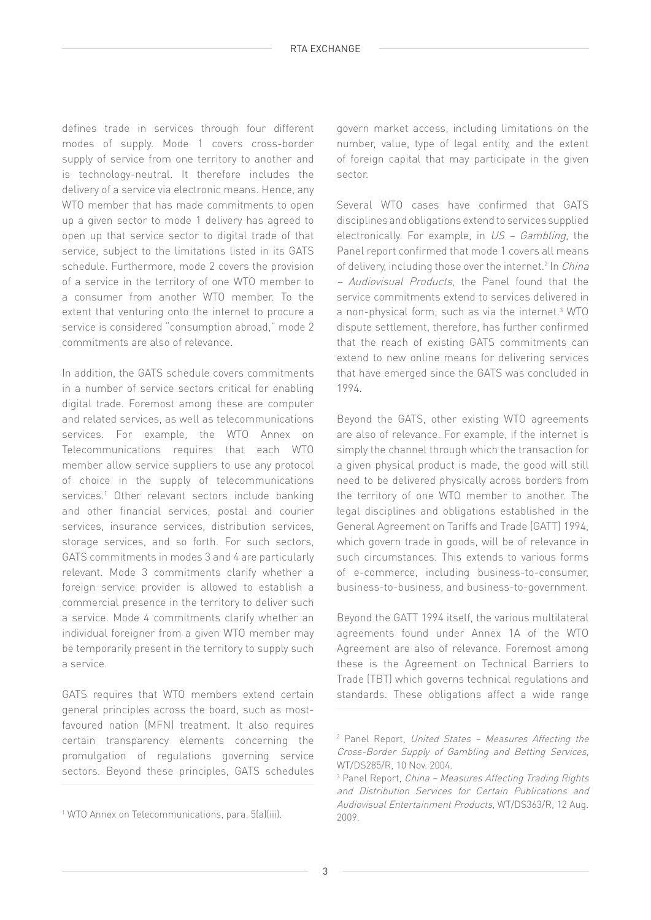defines trade in services through four different modes of supply. Mode 1 covers cross-border supply of service from one territory to another and is technology-neutral. It therefore includes the delivery of a service via electronic means. Hence, any WTO member that has made commitments to open up a given sector to mode 1 delivery has agreed to open up that service sector to digital trade of that service, subject to the limitations listed in its GATS schedule. Furthermore, mode 2 covers the provision of a service in the territory of one WTO member to a consumer from another WTO member. To the extent that venturing onto the internet to procure a service is considered "consumption abroad," mode 2 commitments are also of relevance.

In addition, the GATS schedule covers commitments in a number of service sectors critical for enabling digital trade. Foremost among these are computer and related services, as well as telecommunications services. For example, the WTO Annex on Telecommunications requires that each WTO member allow service suppliers to use any protocol of choice in the supply of telecommunications services.[1] Other relevant sectors include banking and other financial services, postal and courier services, insurance services, distribution services, storage services, and so forth. For such sectors, GATS commitments in modes 3 and 4 are particularly relevant. Mode 3 commitments clarify whether a foreign service provider is allowed to establish a commercial presence in the territory to deliver such a service. Mode 4 commitments clarify whether an individual foreigner from a given WTO member may be temporarily present in the territory to supply such a service.

GATS requires that WTO members extend certain general principles across the board, such as most-favoured nation (MFN) treatment. It also requires certain transparency elements concerning the promulgation of regulations governing service sectors. Beyond these principles, GATS schedules govern market access, including limitations on the number, value, type of legal entity, and the extent of foreign capital that may participate in the given sector.

Several WTO cases have confirmed that GATS disciplines and obligations extend to services supplied electronically. For example, in *US – Gambling*, the Panel report confirmed that mode 1 covers all means of delivery, including those over the internet.[2] In *China – Audiovisual Products*, the Panel found that the service commitments extend to services delivered in a non-physical form, such as via the internet.[3] WTO dispute settlement, therefore, has further confirmed that the reach of existing GATS commitments can extend to new online means for delivering services that have emerged since the GATS was concluded in 1994.

Beyond the GATS, other existing WTO agreements are also of relevance. For example, if the internet is simply the channel through which the transaction for a given physical product is made, the good will still need to be delivered physically across borders from the territory of one WTO member to another. The legal disciplines and obligations established in the General Agreement on Tariffs and Trade (GATT) 1994, which govern trade in goods, will be of relevance in such circumstances. This extends to various forms of e-commerce, including business-to-consumer, business-to-business, and business-to-government.

Beyond the GATT 1994 itself, the various multilateral agreements found under Annex 1A of the WTO Agreement are also of relevance. Foremost among these is the Agreement on Technical Barriers to Trade (TBT) which governs technical regulations and standards. These obligations affect a wide range

[1] WTO Annex on Telecommunications, para. 5(a)(iii).

[2] Panel Report, *United States – Measures Affecting the Cross-Border Supply of Gambling and Betting Services*, WT/DS285/R, 10 Nov. 2004.

[3] Panel Report, *China – Measures Affecting Trading Rights and Distribution Services for Certain Publications and Audiovisual Entertainment Products*, WT/DS363/R, 12 Aug. 2009.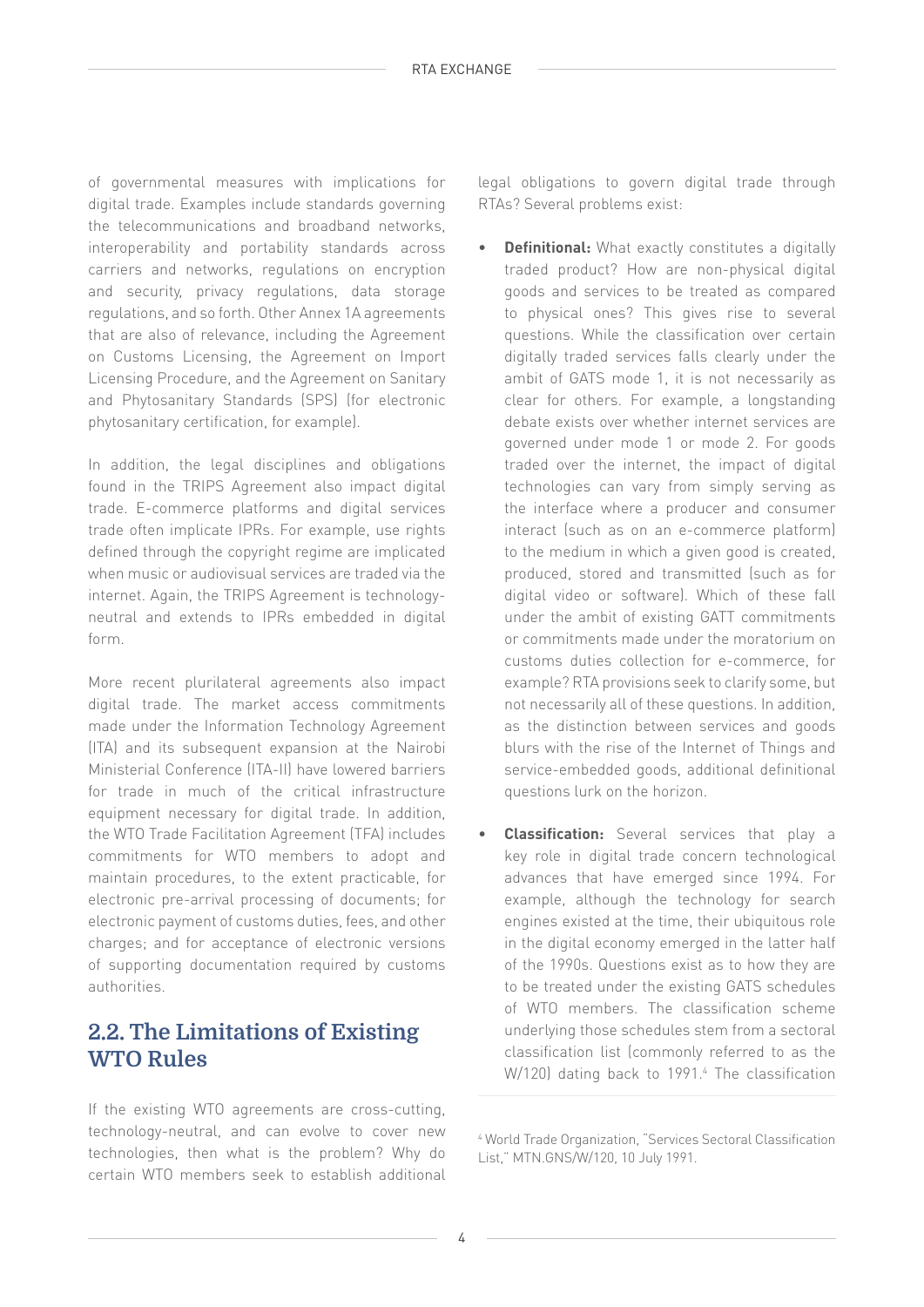of governmental measures with implications for digital trade. Examples include standards governing the telecommunications and broadband networks, interoperability and portability standards across carriers and networks, regulations on encryption and security, privacy regulations, data storage regulations, and so forth. Other Annex 1A agreements that are also of relevance, including the Agreement on Customs Licensing, the Agreement on Import Licensing Procedure, and the Agreement on Sanitary and Phytosanitary Standards (SPS) (for electronic phytosanitary certification, for example).

In addition, the legal disciplines and obligations found in the TRIPS Agreement also impact digital trade. E-commerce platforms and digital services trade often implicate IPRs. For example, use rights defined through the copyright regime are implicated when music or audiovisual services are traded via the internet. Again, the TRIPS Agreement is technology-neutral and extends to IPRs embedded in digital form.

More recent plurilateral agreements also impact digital trade. The market access commitments made under the Information Technology Agreement (ITA) and its subsequent expansion at the Nairobi Ministerial Conference (ITA-II) have lowered barriers for trade in much of the critical infrastructure equipment necessary for digital trade. In addition, the WTO Trade Facilitation Agreement (TFA) includes commitments for WTO members to adopt and maintain procedures, to the extent practicable, for electronic pre-arrival processing of documents; for electronic payment of customs duties, fees, and other charges; and for acceptance of electronic versions of supporting documentation required by customs authorities.

## 2.2. The Limitations of Existing WTO Rules

If the existing WTO agreements are cross-cutting, technology-neutral, and can evolve to cover new technologies, then what is the problem? Why do certain WTO members seek to establish additional legal obligations to govern digital trade through RTAs? Several problems exist:

- **Definitional:** What exactly constitutes a digitally traded product? How are non-physical digital goods and services to be treated as compared to physical ones? This gives rise to several questions. While the classification over certain digitally traded services falls clearly under the ambit of GATS mode 1, it is not necessarily as clear for others. For example, a longstanding debate exists over whether internet services are governed under mode 1 or mode 2. For goods traded over the internet, the impact of digital technologies can vary from simply serving as the interface where a producer and consumer interact (such as on an e-commerce platform) to the medium in which a given good is created, produced, stored and transmitted (such as for digital video or software). Which of these fall under the ambit of existing GATT commitments or commitments made under the moratorium on customs duties collection for e-commerce, for example? RTA provisions seek to clarify some, but not necessarily all of these questions. In addition, as the distinction between services and goods blurs with the rise of the Internet of Things and service-embedded goods, additional definitional questions lurk on the horizon.

- **Classification:** Several services that play a key role in digital trade concern technological advances that have emerged since 1994. For example, although the technology for search engines existed at the time, their ubiquitous role in the digital economy emerged in the latter half of the 1990s. Questions exist as to how they are to be treated under the existing GATS schedules of WTO members. The classification scheme underlying those schedules stem from a sectoral classification list (commonly referred to as the W/120) dating back to 1991.[4] The classification

[4] World Trade Organization, "Services Sectoral Classification List," MTN.GNS/W/120, 10 July 1991.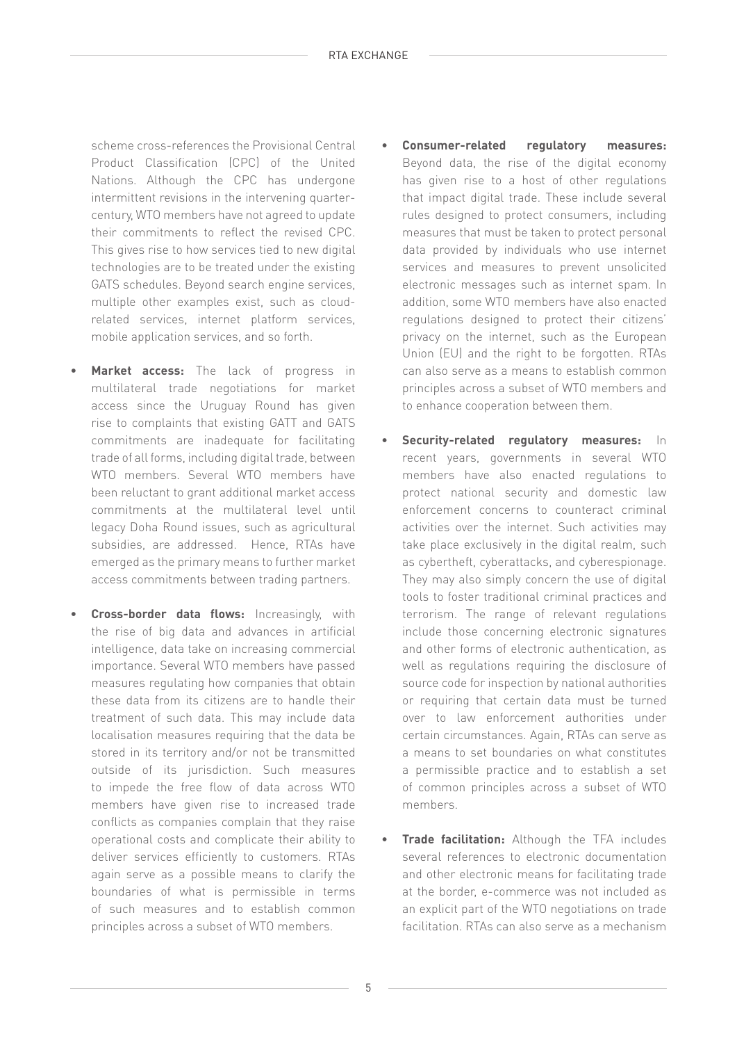scheme cross-references the Provisional Central Product Classification (CPC) of the United Nations. Although the CPC has undergone intermittent revisions in the intervening quarter-century, WTO members have not agreed to update their commitments to reflect the revised CPC. This gives rise to how services tied to new digital technologies are to be treated under the existing GATS schedules. Beyond search engine services, multiple other examples exist, such as cloud-related services, internet platform services, mobile application services, and so forth.

- **Market access:** The lack of progress in multilateral trade negotiations for market access since the Uruguay Round has given rise to complaints that existing GATT and GATS commitments are inadequate for facilitating trade of all forms, including digital trade, between WTO members. Several WTO members have been reluctant to grant additional market access commitments at the multilateral level until legacy Doha Round issues, such as agricultural subsidies, are addressed. Hence, RTAs have emerged as the primary means to further market access commitments between trading partners.

- **Cross-border data flows:** Increasingly, with the rise of big data and advances in artificial intelligence, data take on increasing commercial importance. Several WTO members have passed measures regulating how companies that obtain these data from its citizens are to handle their treatment of such data. This may include data localisation measures requiring that the data be stored in its territory and/or not be transmitted outside of its jurisdiction. Such measures to impede the free flow of data across WTO members have given rise to increased trade conflicts as companies complain that they raise operational costs and complicate their ability to deliver services efficiently to customers. RTAs again serve as a possible means to clarify the boundaries of what is permissible in terms of such measures and to establish common principles across a subset of WTO members.

- **Consumer-related regulatory measures:** Beyond data, the rise of the digital economy has given rise to a host of other regulations that impact digital trade. These include several rules designed to protect consumers, including measures that must be taken to protect personal data provided by individuals who use internet services and measures to prevent unsolicited electronic messages such as internet spam. In addition, some WTO members have also enacted regulations designed to protect their citizens' privacy on the internet, such as the European Union (EU) and the right to be forgotten. RTAs can also serve as a means to establish common principles across a subset of WTO members and to enhance cooperation between them.

- **Security-related regulatory measures:** In recent years, governments in several WTO members have also enacted regulations to protect national security and domestic law enforcement concerns to counteract criminal activities over the internet. Such activities may take place exclusively in the digital realm, such as cybertheft, cyberattacks, and cyberespionage. They may also simply concern the use of digital tools to foster traditional criminal practices and terrorism. The range of relevant regulations include those concerning electronic signatures and other forms of electronic authentication, as well as regulations requiring the disclosure of source code for inspection by national authorities or requiring that certain data must be turned over to law enforcement authorities under certain circumstances. Again, RTAs can serve as a means to set boundaries on what constitutes a permissible practice and to establish a set of common principles across a subset of WTO members.

- **Trade facilitation:** Although the TFA includes several references to electronic documentation and other electronic means for facilitating trade at the border, e-commerce was not included as an explicit part of the WTO negotiations on trade facilitation. RTAs can also serve as a mechanism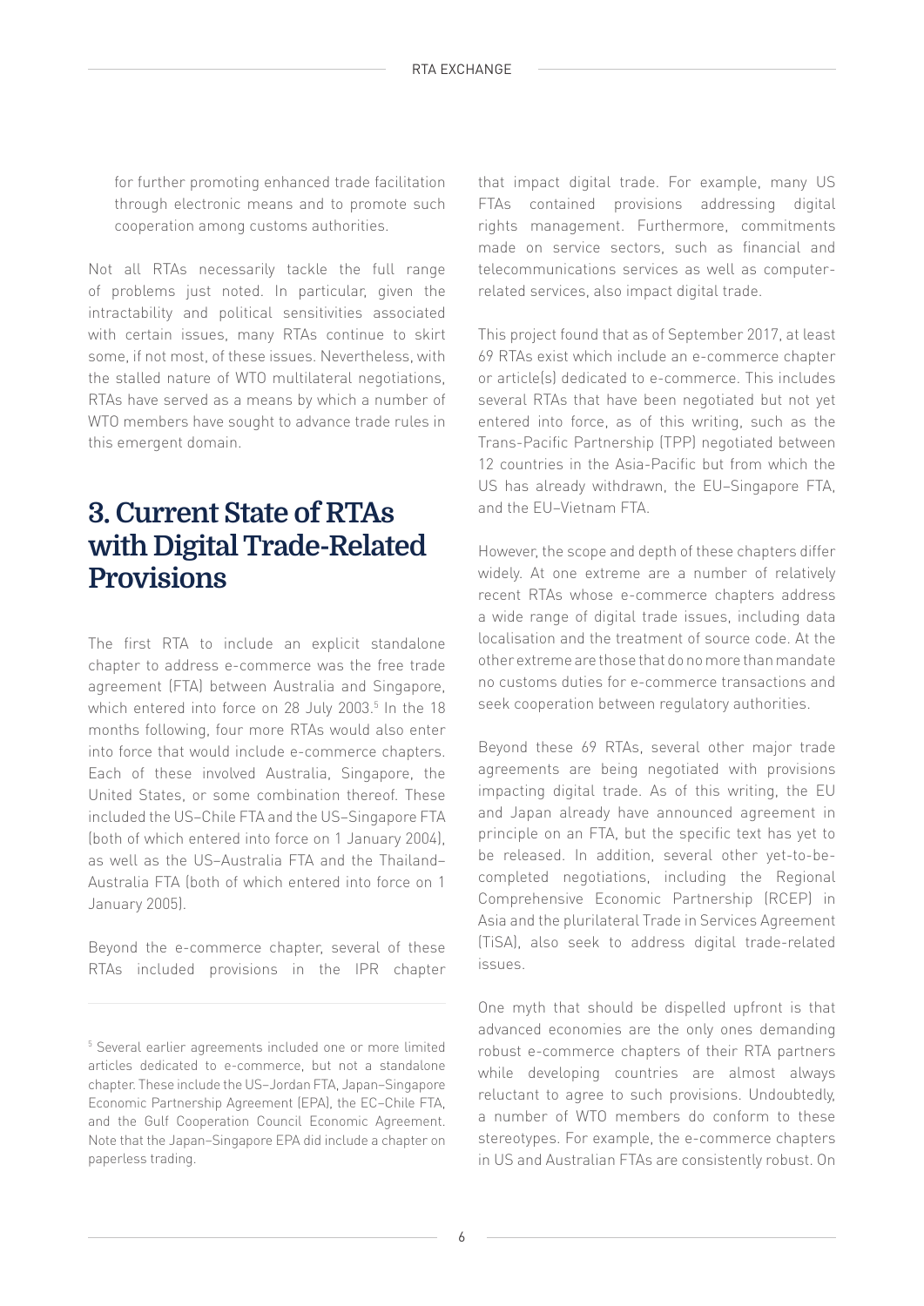for further promoting enhanced trade facilitation through electronic means and to promote such cooperation among customs authorities.

Not all RTAs necessarily tackle the full range of problems just noted. In particular, given the intractability and political sensitivities associated with certain issues, many RTAs continue to skirt some, if not most, of these issues. Nevertheless, with the stalled nature of WTO multilateral negotiations, RTAs have served as a means by which a number of WTO members have sought to advance trade rules in this emergent domain.

# 3. Current State of RTAs with Digital Trade-Related Provisions

The first RTA to include an explicit standalone chapter to address e-commerce was the free trade agreement (FTA) between Australia and Singapore, which entered into force on 28 July 2003.[5] In the 18 months following, four more RTAs would also enter into force that would include e-commerce chapters. Each of these involved Australia, Singapore, the United States, or some combination thereof. These included the US–Chile FTA and the US–Singapore FTA (both of which entered into force on 1 January 2004), as well as the US–Australia FTA and the Thailand–Australia FTA (both of which entered into force on 1 January 2005).

Beyond the e-commerce chapter, several of these RTAs included provisions in the IPR chapter that impact digital trade. For example, many US FTAs contained provisions addressing digital rights management. Furthermore, commitments made on service sectors, such as financial and telecommunications services as well as computer-related services, also impact digital trade.

This project found that as of September 2017, at least 69 RTAs exist which include an e-commerce chapter or article(s) dedicated to e-commerce. This includes several RTAs that have been negotiated but not yet entered into force, as of this writing, such as the Trans-Pacific Partnership (TPP) negotiated between 12 countries in the Asia-Pacific but from which the US has already withdrawn, the EU–Singapore FTA, and the EU–Vietnam FTA.

However, the scope and depth of these chapters differ widely. At one extreme are a number of relatively recent RTAs whose e-commerce chapters address a wide range of digital trade issues, including data localisation and the treatment of source code. At the other extreme are those that do no more than mandate no customs duties for e-commerce transactions and seek cooperation between regulatory authorities.

Beyond these 69 RTAs, several other major trade agreements are being negotiated with provisions impacting digital trade. As of this writing, the EU and Japan already have announced agreement in principle on an FTA, but the specific text has yet to be released. In addition, several other yet-to-be-completed negotiations, including the Regional Comprehensive Economic Partnership (RCEP) in Asia and the plurilateral Trade in Services Agreement (TiSA), also seek to address digital trade-related issues.

One myth that should be dispelled upfront is that advanced economies are the only ones demanding robust e-commerce chapters of their RTA partners while developing countries are almost always reluctant to agree to such provisions. Undoubtedly, a number of WTO members do conform to these stereotypes. For example, the e-commerce chapters in US and Australian FTAs are consistently robust. On

---

[5] Several earlier agreements included one or more limited articles dedicated to e-commerce, but not a standalone chapter. These include the US–Jordan FTA, Japan–Singapore Economic Partnership Agreement (EPA), the EC–Chile FTA, and the Gulf Cooperation Council Economic Agreement. Note that the Japan–Singapore EPA did include a chapter on paperless trading.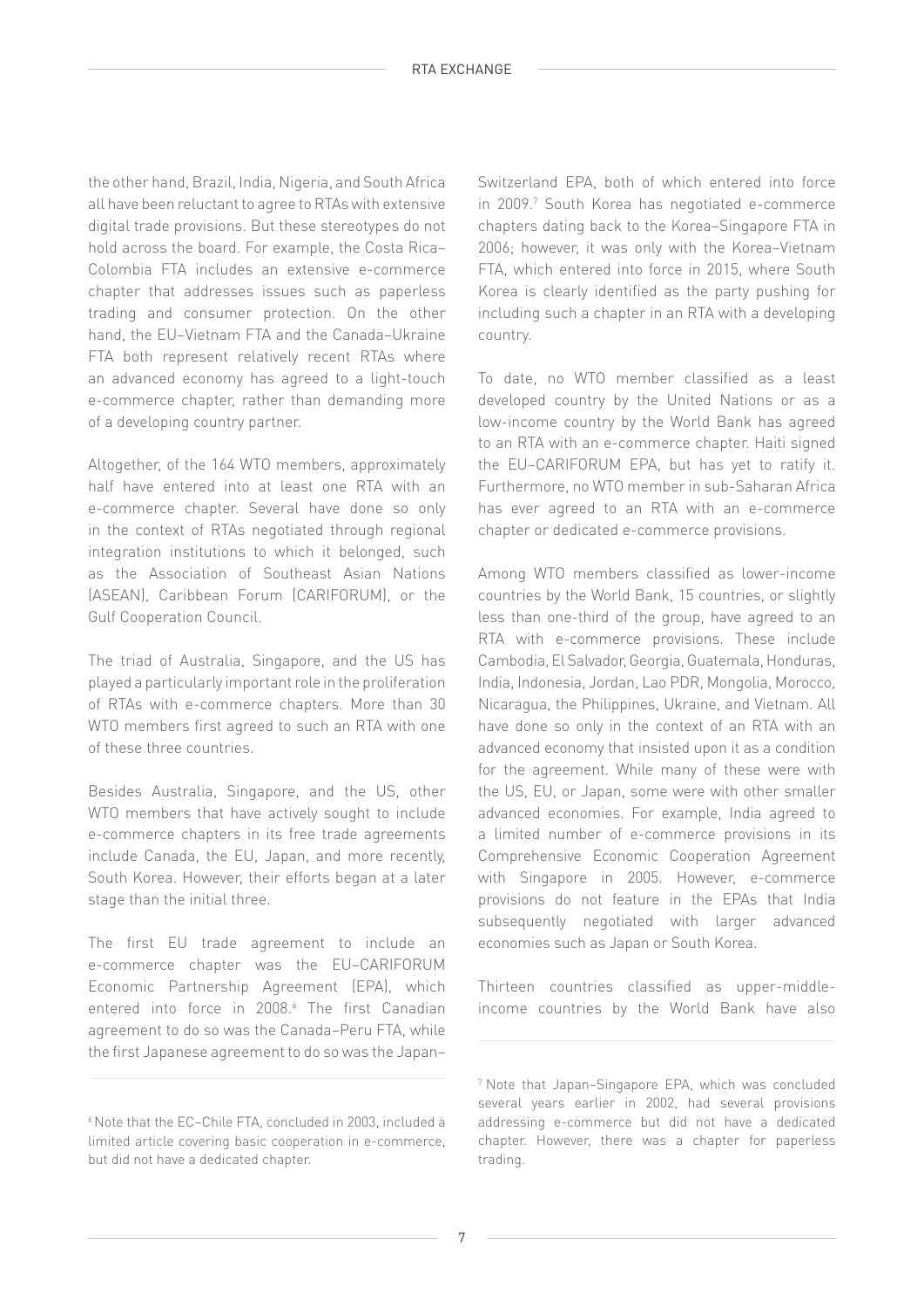the other hand, Brazil, India, Nigeria, and South Africa all have been reluctant to agree to RTAs with extensive digital trade provisions. But these stereotypes do not hold across the board. For example, the Costa Rica–Colombia FTA includes an extensive e-commerce chapter that addresses issues such as paperless trading and consumer protection. On the other hand, the EU–Vietnam FTA and the Canada–Ukraine FTA both represent relatively recent RTAs where an advanced economy has agreed to a light-touch e-commerce chapter, rather than demanding more of a developing country partner.

Altogether, of the 164 WTO members, approximately half have entered into at least one RTA with an e-commerce chapter. Several have done so only in the context of RTAs negotiated through regional integration institutions to which it belonged, such as the Association of Southeast Asian Nations (ASEAN), Caribbean Forum (CARIFORUM), or the Gulf Cooperation Council.

The triad of Australia, Singapore, and the US has played a particularly important role in the proliferation of RTAs with e-commerce chapters. More than 30 WTO members first agreed to such an RTA with one of these three countries.

Besides Australia, Singapore, and the US, other WTO members that have actively sought to include e-commerce chapters in its free trade agreements include Canada, the EU, Japan, and more recently, South Korea. However, their efforts began at a later stage than the initial three.

The first EU trade agreement to include an e-commerce chapter was the EU–CARIFORUM Economic Partnership Agreement (EPA), which entered into force in 2008.[6] The first Canadian agreement to do so was the Canada–Peru FTA, while the first Japanese agreement to do so was the Japan–Switzerland EPA, both of which entered into force in 2009.[7] South Korea has negotiated e-commerce chapters dating back to the Korea–Singapore FTA in 2006; however, it was only with the Korea–Vietnam FTA, which entered into force in 2015, where South Korea is clearly identified as the party pushing for including such a chapter in an RTA with a developing country.

To date, no WTO member classified as a least developed country by the United Nations or as a low-income country by the World Bank has agreed to an RTA with an e-commerce chapter. Haiti signed the EU–CARIFORUM EPA, but has yet to ratify it. Furthermore, no WTO member in sub-Saharan Africa has ever agreed to an RTA with an e-commerce chapter or dedicated e-commerce provisions.

Among WTO members classified as lower-income countries by the World Bank, 15 countries, or slightly less than one-third of the group, have agreed to an RTA with e-commerce provisions. These include Cambodia, El Salvador, Georgia, Guatemala, Honduras, India, Indonesia, Jordan, Lao PDR, Mongolia, Morocco, Nicaragua, the Philippines, Ukraine, and Vietnam. All have done so only in the context of an RTA with an advanced economy that insisted upon it as a condition for the agreement. While many of these were with the US, EU, or Japan, some were with other smaller advanced economies. For example, India agreed to a limited number of e-commerce provisions in its Comprehensive Economic Cooperation Agreement with Singapore in 2005. However, e-commerce provisions do not feature in the EPAs that India subsequently negotiated with larger advanced economies such as Japan or South Korea.

Thirteen countries classified as upper-middle-income countries by the World Bank have also

---

[6] Note that the EC–Chile FTA, concluded in 2003, included a limited article covering basic cooperation in e-commerce, but did not have a dedicated chapter.

[7] Note that Japan–Singapore EPA, which was concluded several years earlier in 2002, had several provisions addressing e-commerce but did not have a dedicated chapter. However, there was a chapter for paperless trading.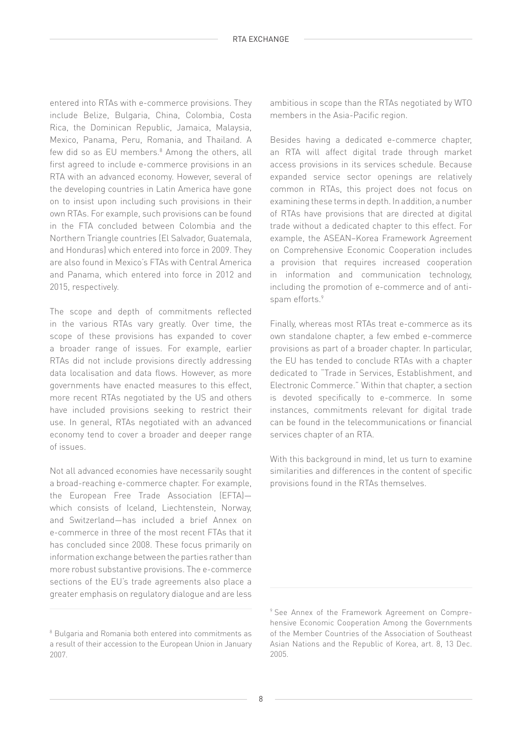entered into RTAs with e-commerce provisions. They include Belize, Bulgaria, China, Colombia, Costa Rica, the Dominican Republic, Jamaica, Malaysia, Mexico, Panama, Peru, Romania, and Thailand. A few did so as EU members.[8] Among the others, all first agreed to include e-commerce provisions in an RTA with an advanced economy. However, several of the developing countries in Latin America have gone on to insist upon including such provisions in their own RTAs. For example, such provisions can be found in the FTA concluded between Colombia and the Northern Triangle countries (El Salvador, Guatemala, and Honduras) which entered into force in 2009. They are also found in Mexico's FTAs with Central America and Panama, which entered into force in 2012 and 2015, respectively.

The scope and depth of commitments reflected in the various RTAs vary greatly. Over time, the scope of these provisions has expanded to cover a broader range of issues. For example, earlier RTAs did not include provisions directly addressing data localisation and data flows. However, as more governments have enacted measures to this effect, more recent RTAs negotiated by the US and others have included provisions seeking to restrict their use. In general, RTAs negotiated with an advanced economy tend to cover a broader and deeper range of issues.

Not all advanced economies have necessarily sought a broad-reaching e-commerce chapter. For example, the European Free Trade Association (EFTA)—which consists of Iceland, Liechtenstein, Norway, and Switzerland—has included a brief Annex on e-commerce in three of the most recent FTAs that it has concluded since 2008. These focus primarily on information exchange between the parties rather than more robust substantive provisions. The e-commerce sections of the EU's trade agreements also place a greater emphasis on regulatory dialogue and are less ambitious in scope than the RTAs negotiated by WTO members in the Asia-Pacific region.

Besides having a dedicated e-commerce chapter, an RTA will affect digital trade through market access provisions in its services schedule. Because expanded service sector openings are relatively common in RTAs, this project does not focus on examining these terms in depth. In addition, a number of RTAs have provisions that are directed at digital trade without a dedicated chapter to this effect. For example, the ASEAN–Korea Framework Agreement on Comprehensive Economic Cooperation includes a provision that requires increased cooperation in information and communication technology, including the promotion of e-commerce and of anti-spam efforts.[9]

Finally, whereas most RTAs treat e-commerce as its own standalone chapter, a few embed e-commerce provisions as part of a broader chapter. In particular, the EU has tended to conclude RTAs with a chapter dedicated to "Trade in Services, Establishment, and Electronic Commerce." Within that chapter, a section is devoted specifically to e-commerce. In some instances, commitments relevant for digital trade can be found in the telecommunications or financial services chapter of an RTA.

With this background in mind, let us turn to examine similarities and differences in the content of specific provisions found in the RTAs themselves.

---

[8] Bulgaria and Romania both entered into commitments as a result of their accession to the European Union in January 2007.

[9] See Annex of the Framework Agreement on Comprehensive Economic Cooperation Among the Governments of the Member Countries of the Association of Southeast Asian Nations and the Republic of Korea, art. 8, 13 Dec. 2005.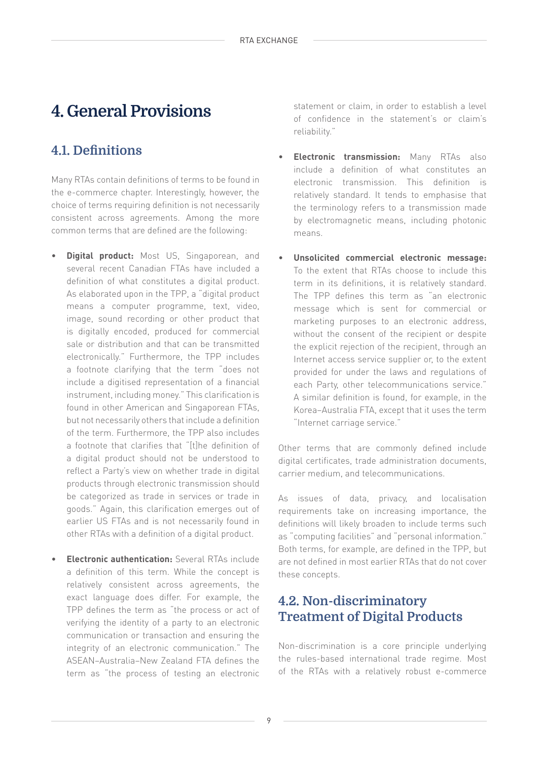# 4. General Provisions

## 4.1. Definitions

Many RTAs contain definitions of terms to be found in the e-commerce chapter. Interestingly, however, the choice of terms requiring definition is not necessarily consistent across agreements. Among the more common terms that are defined are the following:

- **Digital product:** Most US, Singaporean, and several recent Canadian FTAs have included a definition of what constitutes a digital product. As elaborated upon in the TPP, a "digital product means a computer programme, text, video, image, sound recording or other product that is digitally encoded, produced for commercial sale or distribution and that can be transmitted electronically." Furthermore, the TPP includes a footnote clarifying that the term "does not include a digitised representation of a financial instrument, including money." This clarification is found in other American and Singaporean FTAs, but not necessarily others that include a definition of the term. Furthermore, the TPP also includes a footnote that clarifies that "[t]he definition of a digital product should not be understood to reflect a Party's view on whether trade in digital products through electronic transmission should be categorized as trade in services or trade in goods." Again, this clarification emerges out of earlier US FTAs and is not necessarily found in other RTAs with a definition of a digital product.

- **Electronic authentication:** Several RTAs include a definition of this term. While the concept is relatively consistent across agreements, the exact language does differ. For example, the TPP defines the term as "the process or act of verifying the identity of a party to an electronic communication or transaction and ensuring the integrity of an electronic communication." The ASEAN–Australia–New Zealand FTA defines the term as "the process of testing an electronic statement or claim, in order to establish a level of confidence in the statement's or claim's reliability."

- **Electronic transmission:** Many RTAs also include a definition of what constitutes an electronic transmission. This definition is relatively standard. It tends to emphasise that the terminology refers to a transmission made by electromagnetic means, including photonic means.

- **Unsolicited commercial electronic message:** To the extent that RTAs choose to include this term in its definitions, it is relatively standard. The TPP defines this term as "an electronic message which is sent for commercial or marketing purposes to an electronic address, without the consent of the recipient or despite the explicit rejection of the recipient, through an Internet access service supplier or, to the extent provided for under the laws and regulations of each Party, other telecommunications service." A similar definition is found, for example, in the Korea–Australia FTA, except that it uses the term "Internet carriage service."

Other terms that are commonly defined include digital certificates, trade administration documents, carrier medium, and telecommunications.

As issues of data, privacy, and localisation requirements take on increasing importance, the definitions will likely broaden to include terms such as "computing facilities" and "personal information." Both terms, for example, are defined in the TPP, but are not defined in most earlier RTAs that do not cover these concepts.

## 4.2. Non-discriminatory Treatment of Digital Products

Non-discrimination is a core principle underlying the rules-based international trade regime. Most of the RTAs with a relatively robust e-commerce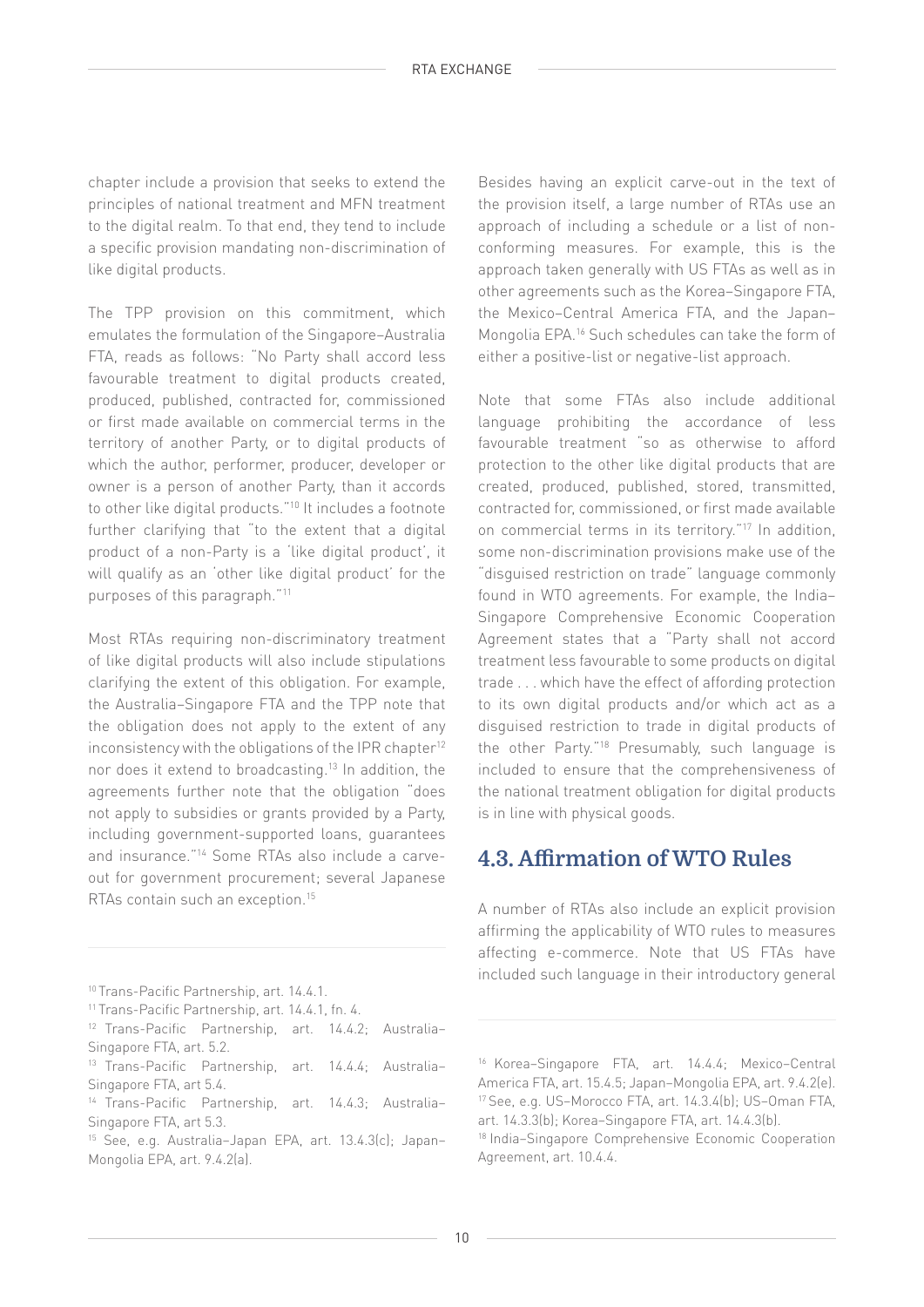chapter include a provision that seeks to extend the principles of national treatment and MFN treatment to the digital realm. To that end, they tend to include a specific provision mandating non-discrimination of like digital products.

The TPP provision on this commitment, which emulates the formulation of the Singapore–Australia FTA, reads as follows: "No Party shall accord less favourable treatment to digital products created, produced, published, contracted for, commissioned or first made available on commercial terms in the territory of another Party, or to digital products of which the author, performer, producer, developer or owner is a person of another Party, than it accords to other like digital products."[10] It includes a footnote further clarifying that "to the extent that a digital product of a non-Party is a 'like digital product', it will qualify as an 'other like digital product' for the purposes of this paragraph."[11]

Most RTAs requiring non-discriminatory treatment of like digital products will also include stipulations clarifying the extent of this obligation. For example, the Australia–Singapore FTA and the TPP note that the obligation does not apply to the extent of any inconsistency with the obligations of the IPR chapter[12] nor does it extend to broadcasting.[13] In addition, the agreements further note that the obligation "does not apply to subsidies or grants provided by a Party, including government-supported loans, guarantees and insurance."[14] Some RTAs also include a carve-out for government procurement; several Japanese RTAs contain such an exception.[15]

Besides having an explicit carve-out in the text of the provision itself, a large number of RTAs use an approach of including a schedule or a list of non-conforming measures. For example, this is the approach taken generally with US FTAs as well as in other agreements such as the Korea–Singapore FTA, the Mexico–Central America FTA, and the Japan–Mongolia EPA.[16] Such schedules can take the form of either a positive-list or negative-list approach.

Note that some FTAs also include additional language prohibiting the accordance of less favourable treatment "so as otherwise to afford protection to the other like digital products that are created, produced, published, stored, transmitted, contracted for, commissioned, or first made available on commercial terms in its territory."[17] In addition, some non-discrimination provisions make use of the "disguised restriction on trade" language commonly found in WTO agreements. For example, the India–Singapore Comprehensive Economic Cooperation Agreement states that a "Party shall not accord treatment less favourable to some products on digital trade . . . which have the effect of affording protection to its own digital products and/or which act as a disguised restriction to trade in digital products of the other Party."[18] Presumably, such language is included to ensure that the comprehensiveness of the national treatment obligation for digital products is in line with physical goods.

## 4.3. Affirmation of WTO Rules

A number of RTAs also include an explicit provision affirming the applicability of WTO rules to measures affecting e-commerce. Note that US FTAs have included such language in their introductory general

---

[10] Trans-Pacific Partnership, art. 14.4.1.

[11] Trans-Pacific Partnership, art. 14.4.1, fn. 4.

[12] Trans-Pacific Partnership, art. 14.4.2; Australia–Singapore FTA, art. 5.2.

[13] Trans-Pacific Partnership, art. 14.4.4; Australia–Singapore FTA, art 5.4.

[14] Trans-Pacific Partnership, art. 14.4.3; Australia–Singapore FTA, art 5.3.

[15] See, e.g. Australia–Japan EPA, art. 13.4.3(c); Japan–Mongolia EPA, art. 9.4.2(a).

[16] Korea–Singapore FTA, art. 14.4.4; Mexico–Central America FTA, art. 15.4.5; Japan–Mongolia EPA, art. 9.4.2(e).

[17] See, e.g. US–Morocco FTA, art. 14.3.4(b); US–Oman FTA, art. 14.3.3(b); Korea–Singapore FTA, art. 14.4.3(b).

[18] India–Singapore Comprehensive Economic Cooperation Agreement, art. 10.4.4.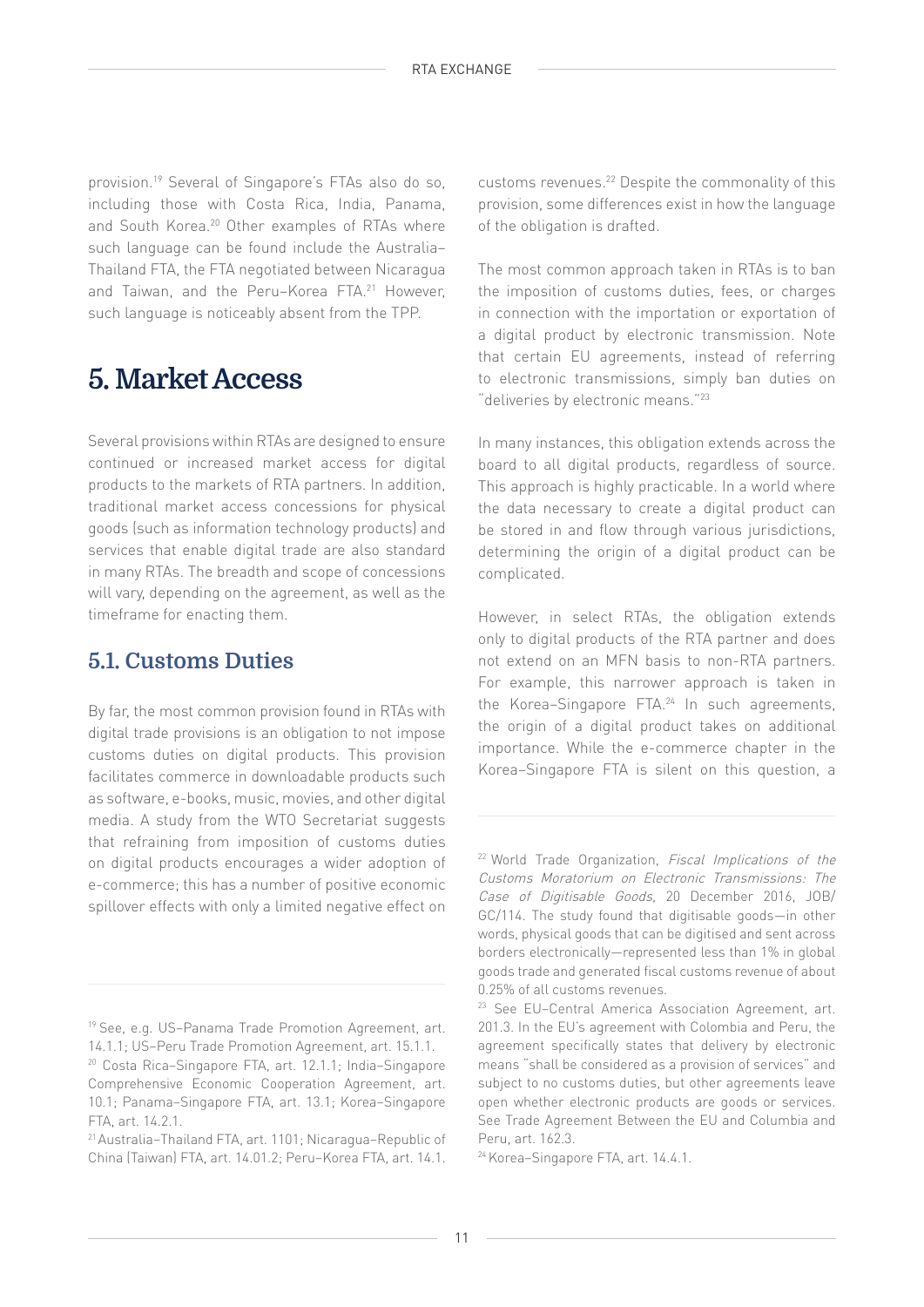provision.[19] Several of Singapore's FTAs also do so, including those with Costa Rica, India, Panama, and South Korea.[20] Other examples of RTAs where such language can be found include the Australia–Thailand FTA, the FTA negotiated between Nicaragua and Taiwan, and the Peru–Korea FTA.[21] However, such language is noticeably absent from the TPP.

# 5. Market Access

Several provisions within RTAs are designed to ensure continued or increased market access for digital products to the markets of RTA partners. In addition, traditional market access concessions for physical goods (such as information technology products) and services that enable digital trade are also standard in many RTAs. The breadth and scope of concessions will vary, depending on the agreement, as well as the timeframe for enacting them.

## 5.1. Customs Duties

By far, the most common provision found in RTAs with digital trade provisions is an obligation to not impose customs duties on digital products. This provision facilitates commerce in downloadable products such as software, e-books, music, movies, and other digital media. A study from the WTO Secretariat suggests that refraining from imposition of customs duties on digital products encourages a wider adoption of e-commerce; this has a number of positive economic spillover effects with only a limited negative effect on customs revenues.[22] Despite the commonality of this provision, some differences exist in how the language of the obligation is drafted.

The most common approach taken in RTAs is to ban the imposition of customs duties, fees, or charges in connection with the importation or exportation of a digital product by electronic transmission. Note that certain EU agreements, instead of referring to electronic transmissions, simply ban duties on "deliveries by electronic means."[23]

In many instances, this obligation extends across the board to all digital products, regardless of source. This approach is highly practicable. In a world where the data necessary to create a digital product can be stored in and flow through various jurisdictions, determining the origin of a digital product can be complicated.

However, in select RTAs, the obligation extends only to digital products of the RTA partner and does not extend on an MFN basis to non-RTA partners. For example, this narrower approach is taken in the Korea–Singapore FTA.[24] In such agreements, the origin of a digital product takes on additional importance. While the e-commerce chapter in the Korea–Singapore FTA is silent on this question, a

---

[19] See, e.g. US–Panama Trade Promotion Agreement, art. 14.1.1; US–Peru Trade Promotion Agreement, art. 15.1.1.

[20] Costa Rica–Singapore FTA, art. 12.1.1; India–Singapore Comprehensive Economic Cooperation Agreement, art. 10.1; Panama–Singapore FTA, art. 13.1; Korea–Singapore FTA, art. 14.2.1.

[21] Australia–Thailand FTA, art. 1101; Nicaragua–Republic of China (Taiwan) FTA, art. 14.01.2; Peru–Korea FTA, art. 14.1.

[22] World Trade Organization, *Fiscal Implications of the Customs Moratorium on Electronic Transmissions: The Case of Digitisable Goods*, 20 December 2016, JOB/GC/114. The study found that digitisable goods—in other words, physical goods that can be digitised and sent across borders electronically—represented less than 1% in global goods trade and generated fiscal customs revenue of about 0.25% of all customs revenues.

[23] See EU–Central America Association Agreement, art. 201.3. In the EU's agreement with Colombia and Peru, the agreement specifically states that delivery by electronic means "shall be considered as a provision of services" and subject to no customs duties, but other agreements leave open whether electronic products are goods or services. See Trade Agreement Between the EU and Columbia and Peru, art. 162.3.

[24] Korea–Singapore FTA, art. 14.4.1.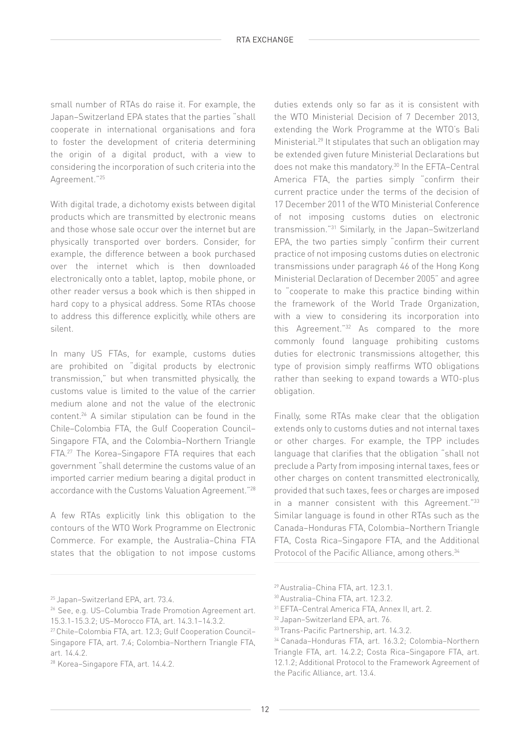small number of RTAs do raise it. For example, the Japan–Switzerland EPA states that the parties "shall cooperate in international organisations and fora to foster the development of criteria determining the origin of a digital product, with a view to considering the incorporation of such criteria into the Agreement."[25]

With digital trade, a dichotomy exists between digital products which are transmitted by electronic means and those whose sale occur over the internet but are physically transported over borders. Consider, for example, the difference between a book purchased over the internet which is then downloaded electronically onto a tablet, laptop, mobile phone, or other reader versus a book which is then shipped in hard copy to a physical address. Some RTAs choose to address this difference explicitly, while others are silent.

In many US FTAs, for example, customs duties are prohibited on "digital products by electronic transmission," but when transmitted physically, the customs value is limited to the value of the carrier medium alone and not the value of the electronic content.[26] A similar stipulation can be found in the Chile–Colombia FTA, the Gulf Cooperation Council–Singapore FTA, and the Colombia–Northern Triangle FTA.[27] The Korea–Singapore FTA requires that each government "shall determine the customs value of an imported carrier medium bearing a digital product in accordance with the Customs Valuation Agreement."[28]

A few RTAs explicitly link this obligation to the contours of the WTO Work Programme on Electronic Commerce. For example, the Australia–China FTA states that the obligation to not impose customs duties extends only so far as it is consistent with the WTO Ministerial Decision of 7 December 2013, extending the Work Programme at the WTO's Bali Ministerial.[29] It stipulates that such an obligation may be extended given future Ministerial Declarations but does not make this mandatory.[30] In the EFTA–Central America FTA, the parties simply "confirm their current practice under the terms of the decision of 17 December 2011 of the WTO Ministerial Conference of not imposing customs duties on electronic transmission."[31] Similarly, in the Japan–Switzerland EPA, the two parties simply "confirm their current practice of not imposing customs duties on electronic transmissions under paragraph 46 of the Hong Kong Ministerial Declaration of December 2005" and agree to "cooperate to make this practice binding within the framework of the World Trade Organization, with a view to considering its incorporation into this Agreement."[32] As compared to the more commonly found language prohibiting customs duties for electronic transmissions altogether, this type of provision simply reaffirms WTO obligations rather than seeking to expand towards a WTO-plus obligation.

Finally, some RTAs make clear that the obligation extends only to customs duties and not internal taxes or other charges. For example, the TPP includes language that clarifies that the obligation "shall not preclude a Party from imposing internal taxes, fees or other charges on content transmitted electronically, provided that such taxes, fees or charges are imposed in a manner consistent with this Agreement."[33] Similar language is found in other RTAs such as the Canada–Honduras FTA, Colombia–Northern Triangle FTA, Costa Rica–Singapore FTA, and the Additional Protocol of the Pacific Alliance, among others.[34]

---

[25] Japan–Switzerland EPA, art. 73.4.

[26] See, e.g. US–Columbia Trade Promotion Agreement art. 15.3.1-15.3.2; US–Morocco FTA, art. 14.3.1–14.3.2.

[27] Chile–Colombia FTA, art. 12.3; Gulf Cooperation Council–Singapore FTA, art. 7.4; Colombia–Northern Triangle FTA, art. 14.4.2.

[28] Korea–Singapore FTA, art. 14.4.2.

[29] Australia–China FTA, art. 12.3.1.

[30] Australia–China FTA, art. 12.3.2.

[31] EFTA–Central America FTA, Annex II, art. 2.

[32] Japan–Switzerland EPA, art. 76.

[33] Trans-Pacific Partnership, art. 14.3.2.

[34] Canada–Honduras FTA, art. 16.3.2; Colombia–Northern Triangle FTA, art. 14.2.2; Costa Rica–Singapore FTA, art. 12.1.2; Additional Protocol to the Framework Agreement of the Pacific Alliance, art. 13.4.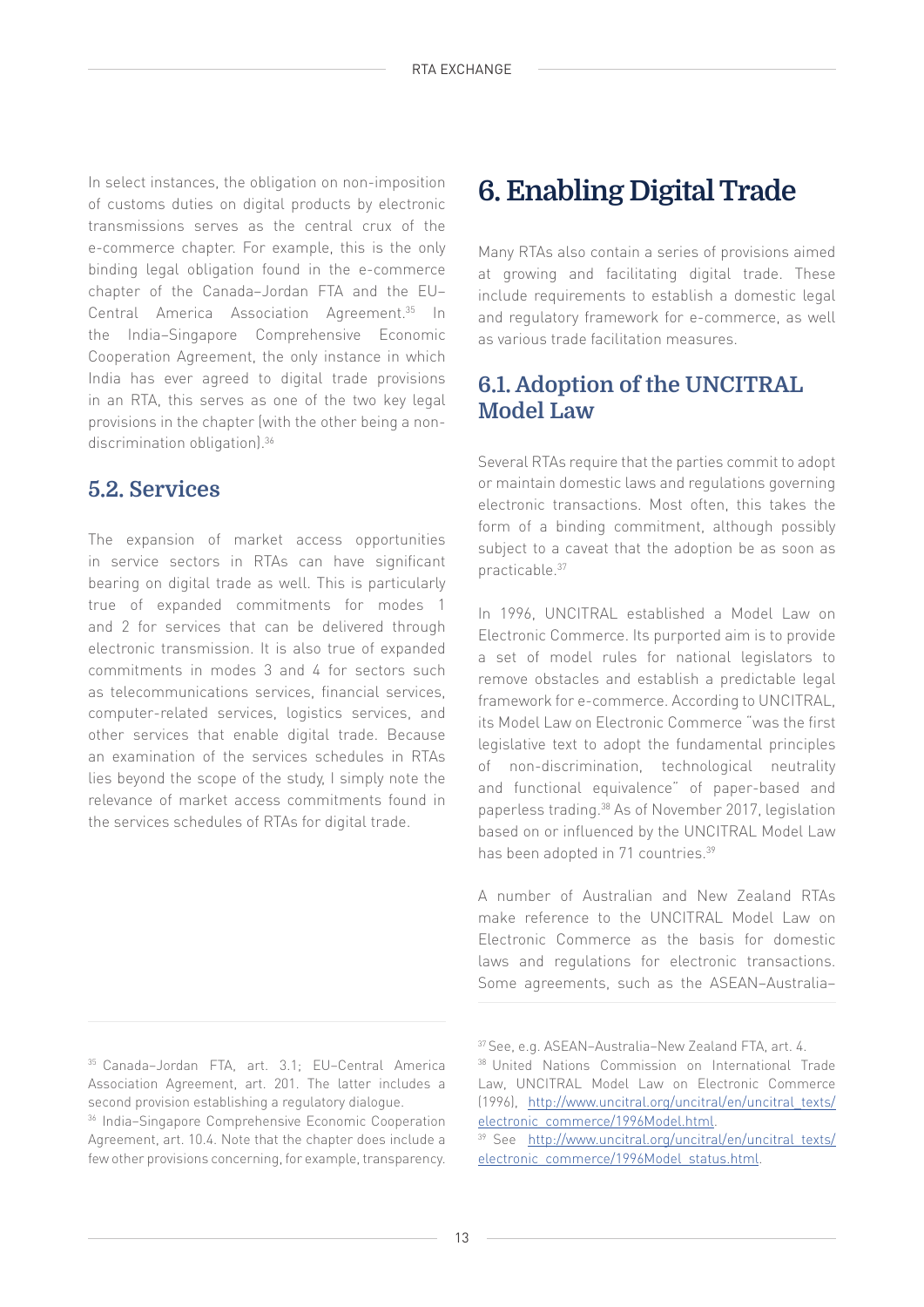In select instances, the obligation on non-imposition of customs duties on digital products by electronic transmissions serves as the central crux of the e-commerce chapter. For example, this is the only binding legal obligation found in the e-commerce chapter of the Canada–Jordan FTA and the EU–Central America Association Agreement.[35] In the India–Singapore Comprehensive Economic Cooperation Agreement, the only instance in which India has ever agreed to digital trade provisions in an RTA, this serves as one of the two key legal provisions in the chapter (with the other being a non-discrimination obligation).[36]

## 5.2. Services

The expansion of market access opportunities in service sectors in RTAs can have significant bearing on digital trade as well. This is particularly true of expanded commitments for modes 1 and 2 for services that can be delivered through electronic transmission. It is also true of expanded commitments in modes 3 and 4 for sectors such as telecommunications services, financial services, computer-related services, logistics services, and other services that enable digital trade. Because an examination of the services schedules in RTAs lies beyond the scope of the study, I simply note the relevance of market access commitments found in the services schedules of RTAs for digital trade.

# 6. Enabling Digital Trade

Many RTAs also contain a series of provisions aimed at growing and facilitating digital trade. These include requirements to establish a domestic legal and regulatory framework for e-commerce, as well as various trade facilitation measures.

## 6.1. Adoption of the UNCITRAL Model Law

Several RTAs require that the parties commit to adopt or maintain domestic laws and regulations governing electronic transactions. Most often, this takes the form of a binding commitment, although possibly subject to a caveat that the adoption be as soon as practicable.[37]

In 1996, UNCITRAL established a Model Law on Electronic Commerce. Its purported aim is to provide a set of model rules for national legislators to remove obstacles and establish a predictable legal framework for e-commerce. According to UNCITRAL, its Model Law on Electronic Commerce "was the first legislative text to adopt the fundamental principles of non-discrimination, technological neutrality and functional equivalence" of paper-based and paperless trading.[38] As of November 2017, legislation based on or influenced by the UNCITRAL Model Law has been adopted in 71 countries.[39]

A number of Australian and New Zealand RTAs make reference to the UNCITRAL Model Law on Electronic Commerce as the basis for domestic laws and regulations for electronic transactions. Some agreements, such as the ASEAN–Australia–

---

[35] Canada–Jordan FTA, art. 3.1; EU–Central America Association Agreement, art. 201. The latter includes a second provision establishing a regulatory dialogue.

[36] India–Singapore Comprehensive Economic Cooperation Agreement, art. 10.4. Note that the chapter does include a few other provisions concerning, for example, transparency.

[37] See, e.g. ASEAN–Australia–New Zealand FTA, art. 4.

[38] United Nations Commission on International Trade Law, UNCITRAL Model Law on Electronic Commerce (1996), http://www.uncitral.org/uncitral/en/uncitral_texts/electronic_commerce/1996Model.html.

[39] See http://www.uncitral.org/uncitral/en/uncitral_texts/electronic_commerce/1996Model_status.html.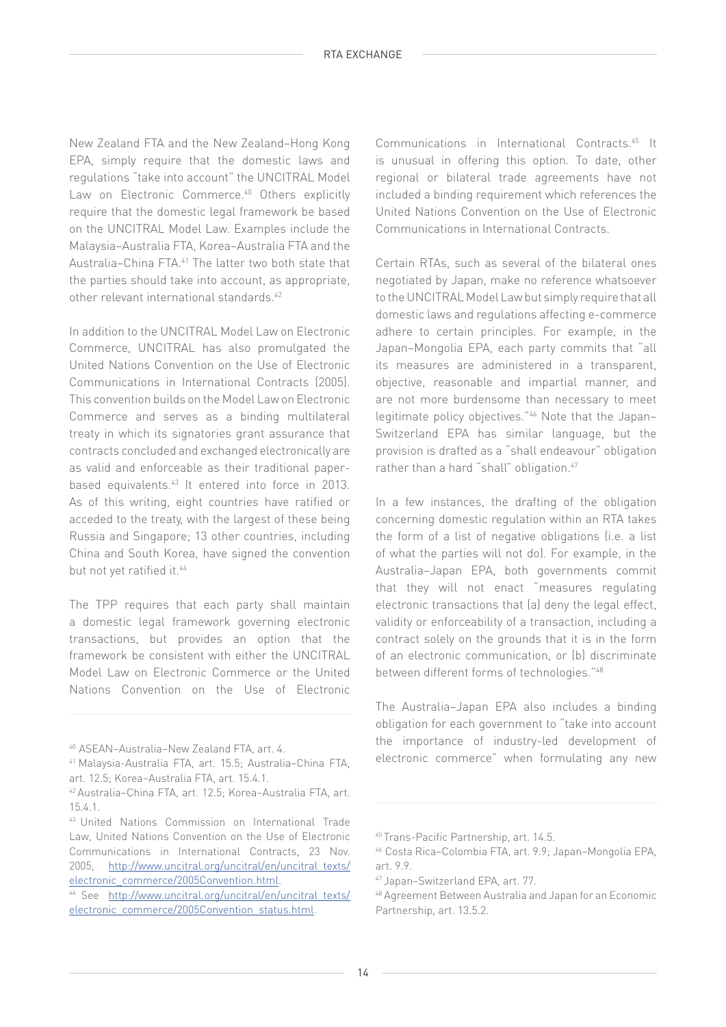New Zealand FTA and the New Zealand–Hong Kong EPA, simply require that the domestic laws and regulations "take into account" the UNCITRAL Model Law on Electronic Commerce.[40] Others explicitly require that the domestic legal framework be based on the UNCITRAL Model Law. Examples include the Malaysia–Australia FTA, Korea–Australia FTA and the Australia–China FTA.[41] The latter two both state that the parties should take into account, as appropriate, other relevant international standards.[42]

In addition to the UNCITRAL Model Law on Electronic Commerce, UNCITRAL has also promulgated the United Nations Convention on the Use of Electronic Communications in International Contracts (2005). This convention builds on the Model Law on Electronic Commerce and serves as a binding multilateral treaty in which its signatories grant assurance that contracts concluded and exchanged electronically are as valid and enforceable as their traditional paper-based equivalents.[43] It entered into force in 2013. As of this writing, eight countries have ratified or acceded to the treaty, with the largest of these being Russia and Singapore; 13 other countries, including China and South Korea, have signed the convention but not yet ratified it.[44]

The TPP requires that each party shall maintain a domestic legal framework governing electronic transactions, but provides an option that the framework be consistent with either the UNCITRAL Model Law on Electronic Commerce or the United Nations Convention on the Use of Electronic Communications in International Contracts.[45] It is unusual in offering this option. To date, other regional or bilateral trade agreements have not included a binding requirement which references the United Nations Convention on the Use of Electronic Communications in International Contracts.

Certain RTAs, such as several of the bilateral ones negotiated by Japan, make no reference whatsoever to the UNCITRAL Model Law but simply require that all domestic laws and regulations affecting e-commerce adhere to certain principles. For example, in the Japan–Mongolia EPA, each party commits that "all its measures are administered in a transparent, objective, reasonable and impartial manner, and are not more burdensome than necessary to meet legitimate policy objectives."[46] Note that the Japan–Switzerland EPA has similar language, but the provision is drafted as a "shall endeavour" obligation rather than a hard "shall" obligation.[47]

In a few instances, the drafting of the obligation concerning domestic regulation within an RTA takes the form of a list of negative obligations (i.e. a list of what the parties will not do). For example, in the Australia–Japan EPA, both governments commit that they will not enact "measures regulating electronic transactions that (a) deny the legal effect, validity or enforceability of a transaction, including a contract solely on the grounds that it is in the form of an electronic communication, or (b) discriminate between different forms of technologies."[48]

The Australia–Japan EPA also includes a binding obligation for each government to "take into account the importance of industry-led development of electronic commerce" when formulating any new

---

[40] ASEAN–Australia–New Zealand FTA, art. 4.

[41] Malaysia-Australia FTA, art. 15.5; Australia–China FTA, art. 12.5; Korea–Australia FTA, art. 15.4.1.

[42] Australia–China FTA, art. 12.5; Korea–Australia FTA, art. 15.4.1.

[43] United Nations Commission on International Trade Law, United Nations Convention on the Use of Electronic Communications in International Contracts, 23 Nov. 2005, http://www.uncitral.org/uncitral/en/uncitral_texts/electronic_commerce/2005Convention.html.

[44] See http://www.uncitral.org/uncitral/en/uncitral_texts/electronic_commerce/2005Convention_status.html.

[45] Trans-Pacific Partnership, art. 14.5.

[46] Costa Rica–Colombia FTA, art. 9.9; Japan–Mongolia EPA, art. 9.9.

[47] Japan–Switzerland EPA, art. 77.

[48] Agreement Between Australia and Japan for an Economic Partnership, art. 13.5.2.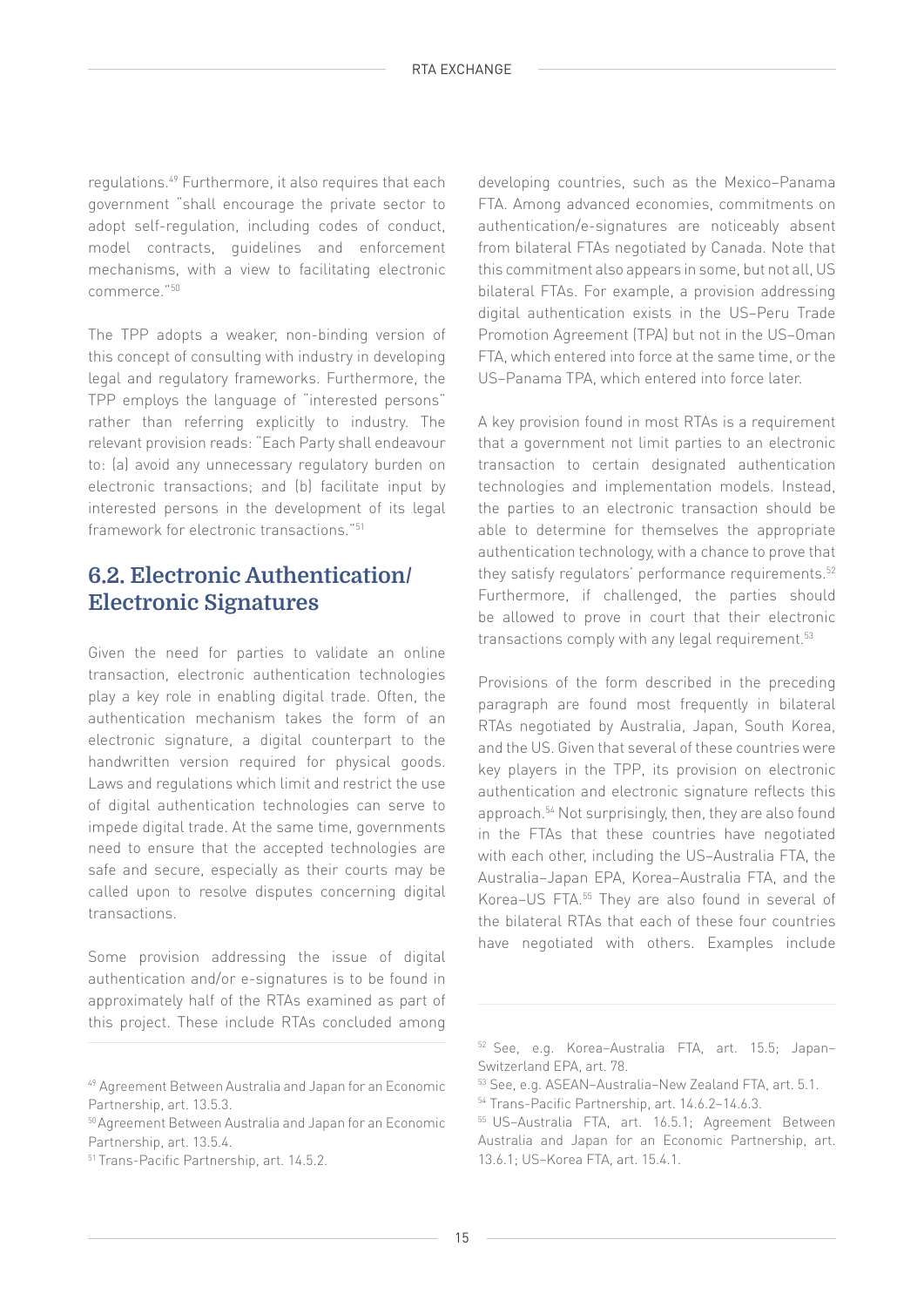regulations.[49] Furthermore, it also requires that each government "shall encourage the private sector to adopt self-regulation, including codes of conduct, model contracts, guidelines and enforcement mechanisms, with a view to facilitating electronic commerce."[50]

The TPP adopts a weaker, non-binding version of this concept of consulting with industry in developing legal and regulatory frameworks. Furthermore, the TPP employs the language of "interested persons" rather than referring explicitly to industry. The relevant provision reads: "Each Party shall endeavour to: (a) avoid any unnecessary regulatory burden on electronic transactions; and (b) facilitate input by interested persons in the development of its legal framework for electronic transactions."[51]

## 6.2. Electronic Authentication/ Electronic Signatures

Given the need for parties to validate an online transaction, electronic authentication technologies play a key role in enabling digital trade. Often, the authentication mechanism takes the form of an electronic signature, a digital counterpart to the handwritten version required for physical goods. Laws and regulations which limit and restrict the use of digital authentication technologies can serve to impede digital trade. At the same time, governments need to ensure that the accepted technologies are safe and secure, especially as their courts may be called upon to resolve disputes concerning digital transactions.

Some provision addressing the issue of digital authentication and/or e-signatures is to be found in approximately half of the RTAs examined as part of this project. These include RTAs concluded among developing countries, such as the Mexico–Panama FTA. Among advanced economies, commitments on authentication/e-signatures are noticeably absent from bilateral FTAs negotiated by Canada. Note that this commitment also appears in some, but not all, US bilateral FTAs. For example, a provision addressing digital authentication exists in the US–Peru Trade Promotion Agreement (TPA) but not in the US–Oman FTA, which entered into force at the same time, or the US–Panama TPA, which entered into force later.

A key provision found in most RTAs is a requirement that a government not limit parties to an electronic transaction to certain designated authentication technologies and implementation models. Instead, the parties to an electronic transaction should be able to determine for themselves the appropriate authentication technology, with a chance to prove that they satisfy regulators' performance requirements.[52] Furthermore, if challenged, the parties should be allowed to prove in court that their electronic transactions comply with any legal requirement.[53]

Provisions of the form described in the preceding paragraph are found most frequently in bilateral RTAs negotiated by Australia, Japan, South Korea, and the US. Given that several of these countries were key players in the TPP, its provision on electronic authentication and electronic signature reflects this approach.[54] Not surprisingly, then, they are also found in the FTAs that these countries have negotiated with each other, including the US–Australia FTA, the Australia–Japan EPA, Korea–Australia FTA, and the Korea–US FTA.[55] They are also found in several of the bilateral RTAs that each of these four countries have negotiated with others. Examples include

---

[49] Agreement Between Australia and Japan for an Economic Partnership, art. 13.5.3.

[50] Agreement Between Australia and Japan for an Economic Partnership, art. 13.5.4.

[51] Trans-Pacific Partnership, art. 14.5.2.

[52] See, e.g. Korea–Australia FTA, art. 15.5; Japan–Switzerland EPA, art. 78.

[53] See, e.g. ASEAN–Australia–New Zealand FTA, art. 5.1.

[54] Trans-Pacific Partnership, art. 14.6.2–14.6.3.

[55] US–Australia FTA, art. 16.5.1; Agreement Between Australia and Japan for an Economic Partnership, art. 13.6.1; US–Korea FTA, art. 15.4.1.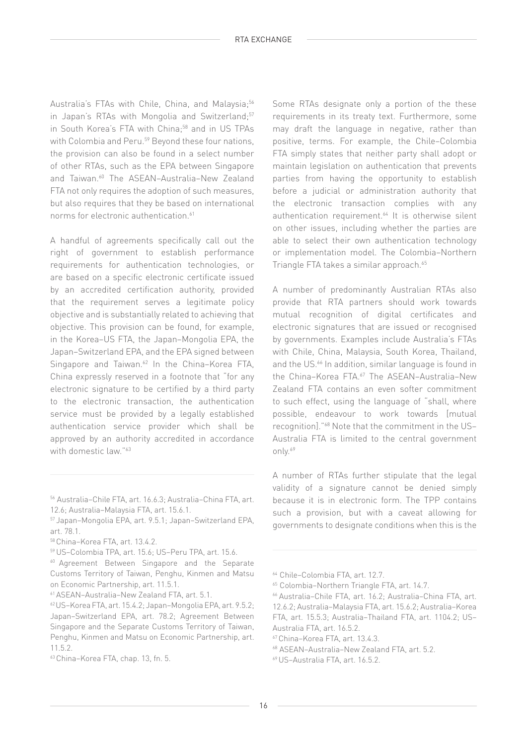Australia's FTAs with Chile, China, and Malaysia;[56] in Japan's RTAs with Mongolia and Switzerland;[57] in South Korea's FTA with China;[58] and in US TPAs with Colombia and Peru.[59] Beyond these four nations, the provision can also be found in a select number of other RTAs, such as the EPA between Singapore and Taiwan.[60] The ASEAN–Australia–New Zealand FTA not only requires the adoption of such measures, but also requires that they be based on international norms for electronic authentication.[61]

A handful of agreements specifically call out the right of government to establish performance requirements for authentication technologies, or are based on a specific electronic certificate issued by an accredited certification authority, provided that the requirement serves a legitimate policy objective and is substantially related to achieving that objective. This provision can be found, for example, in the Korea–US FTA, the Japan–Mongolia EPA, the Japan–Switzerland EPA, and the EPA signed between Singapore and Taiwan.[62] In the China–Korea FTA, China expressly reserved in a footnote that "for any electronic signature to be certified by a third party to the electronic transaction, the authentication service must be provided by a legally established authentication service provider which shall be approved by an authority accredited in accordance with domestic law."[63]

Some RTAs designate only a portion of the these requirements in its treaty text. Furthermore, some may draft the language in negative, rather than positive, terms. For example, the Chile–Colombia FTA simply states that neither party shall adopt or maintain legislation on authentication that prevents parties from having the opportunity to establish before a judicial or administration authority that the electronic transaction complies with any authentication requirement.[64] It is otherwise silent on other issues, including whether the parties are able to select their own authentication technology or implementation model. The Colombia–Northern Triangle FTA takes a similar approach.[65]

A number of predominantly Australian RTAs also provide that RTA partners should work towards mutual recognition of digital certificates and electronic signatures that are issued or recognised by governments. Examples include Australia's FTAs with Chile, China, Malaysia, South Korea, Thailand, and the US.[66] In addition, similar language is found in the China–Korea FTA.[67] The ASEAN–Australia–New Zealand FTA contains an even softer commitment to such effect, using the language of "shall, where possible, endeavour to work towards [mutual recognition]."[68] Note that the commitment in the US–Australia FTA is limited to the central government only.[69]

A number of RTAs further stipulate that the legal validity of a signature cannot be denied simply because it is in electronic form. The TPP contains such a provision, but with a caveat allowing for governments to designate conditions when this is the

---

[56] Australia–Chile FTA, art. 16.6.3; Australia–China FTA, art. 12.6; Australia–Malaysia FTA, art. 15.6.1.

[57] Japan–Mongolia EPA, art. 9.5.1; Japan–Switzerland EPA, art. 78.1.

[58] China–Korea FTA, art. 13.4.2.

[59] US–Colombia TPA, art. 15.6; US–Peru TPA, art. 15.6.

[60] Agreement Between Singapore and the Separate Customs Territory of Taiwan, Penghu, Kinmen and Matsu on Economic Partnership, art. 11.5.1.

[61] ASEAN–Australia–New Zealand FTA, art. 5.1.

[62] US–Korea FTA, art. 15.4.2; Japan–Mongolia EPA, art. 9.5.2; Japan–Switzerland EPA, art. 78.2; Agreement Between Singapore and the Separate Customs Territory of Taiwan, Penghu, Kinmen and Matsu on Economic Partnership, art. 11.5.2.

[63] China–Korea FTA, chap. 13, fn. 5.

[64] Chile–Colombia FTA, art. 12.7.

[65] Colombia–Northern Triangle FTA, art. 14.7.

[66] Australia–Chile FTA, art. 16.2; Australia–China FTA, art. 12.6.2; Australia–Malaysia FTA, art. 15.6.2; Australia–Korea FTA, art. 15.5.3; Australia–Thailand FTA, art. 1104.2; US–Australia FTA, art. 16.5.2.

[67] China–Korea FTA, art. 13.4.3.

[68] ASEAN–Australia–New Zealand FTA, art. 5.2.

[69] US–Australia FTA, art. 16.5.2.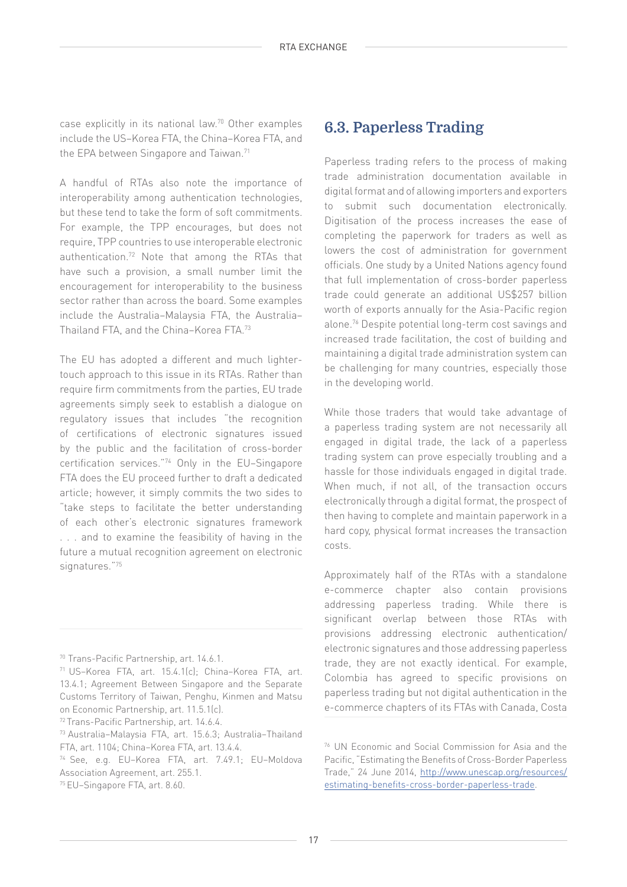case explicitly in its national law.[70] Other examples include the US–Korea FTA, the China–Korea FTA, and the EPA between Singapore and Taiwan.[71]

A handful of RTAs also note the importance of interoperability among authentication technologies, but these tend to take the form of soft commitments. For example, the TPP encourages, but does not require, TPP countries to use interoperable electronic authentication.[72] Note that among the RTAs that have such a provision, a small number limit the encouragement for interoperability to the business sector rather than across the board. Some examples include the Australia–Malaysia FTA, the Australia–Thailand FTA, and the China–Korea FTA.[73]

The EU has adopted a different and much lighter-touch approach to this issue in its RTAs. Rather than require firm commitments from the parties, EU trade agreements simply seek to establish a dialogue on regulatory issues that includes "the recognition of certifications of electronic signatures issued by the public and the facilitation of cross-border certification services."[74] Only in the EU–Singapore FTA does the EU proceed further to draft a dedicated article; however, it simply commits the two sides to "take steps to facilitate the better understanding of each other's electronic signatures framework . . . and to examine the feasibility of having in the future a mutual recognition agreement on electronic signatures."[75]

## 6.3. Paperless Trading

Paperless trading refers to the process of making trade administration documentation available in digital format and of allowing importers and exporters to submit such documentation electronically. Digitisation of the process increases the ease of completing the paperwork for traders as well as lowers the cost of administration for government officials. One study by a United Nations agency found that full implementation of cross-border paperless trade could generate an additional US$257 billion worth of exports annually for the Asia-Pacific region alone.[76] Despite potential long-term cost savings and increased trade facilitation, the cost of building and maintaining a digital trade administration system can be challenging for many countries, especially those in the developing world.

While those traders that would take advantage of a paperless trading system are not necessarily all engaged in digital trade, the lack of a paperless trading system can prove especially troubling and a hassle for those individuals engaged in digital trade. When much, if not all, of the transaction occurs electronically through a digital format, the prospect of then having to complete and maintain paperwork in a hard copy, physical format increases the transaction costs.

Approximately half of the RTAs with a standalone e-commerce chapter also contain provisions addressing paperless trading. While there is significant overlap between those RTAs with provisions addressing electronic authentication/electronic signatures and those addressing paperless trade, they are not exactly identical. For example, Colombia has agreed to specific provisions on paperless trading but not digital authentication in the e-commerce chapters of its FTAs with Canada, Costa

---

[70] Trans-Pacific Partnership, art. 14.6.1.

[71] US–Korea FTA, art. 15.4.1(c); China–Korea FTA, art. 13.4.1; Agreement Between Singapore and the Separate Customs Territory of Taiwan, Penghu, Kinmen and Matsu on Economic Partnership, art. 11.5.1(c).

[72] Trans-Pacific Partnership, art. 14.6.4.

[73] Australia–Malaysia FTA, art. 15.6.3; Australia–Thailand FTA, art. 1104; China–Korea FTA, art. 13.4.4.

[74] See, e.g. EU–Korea FTA, art. 7.49.1; EU–Moldova Association Agreement, art. 255.1.

[75] EU–Singapore FTA, art. 8.60.

[76] UN Economic and Social Commission for Asia and the Pacific, "Estimating the Benefits of Cross-Border Paperless Trade," 24 June 2014, http://www.unescap.org/resources/estimating-benefits-cross-border-paperless-trade.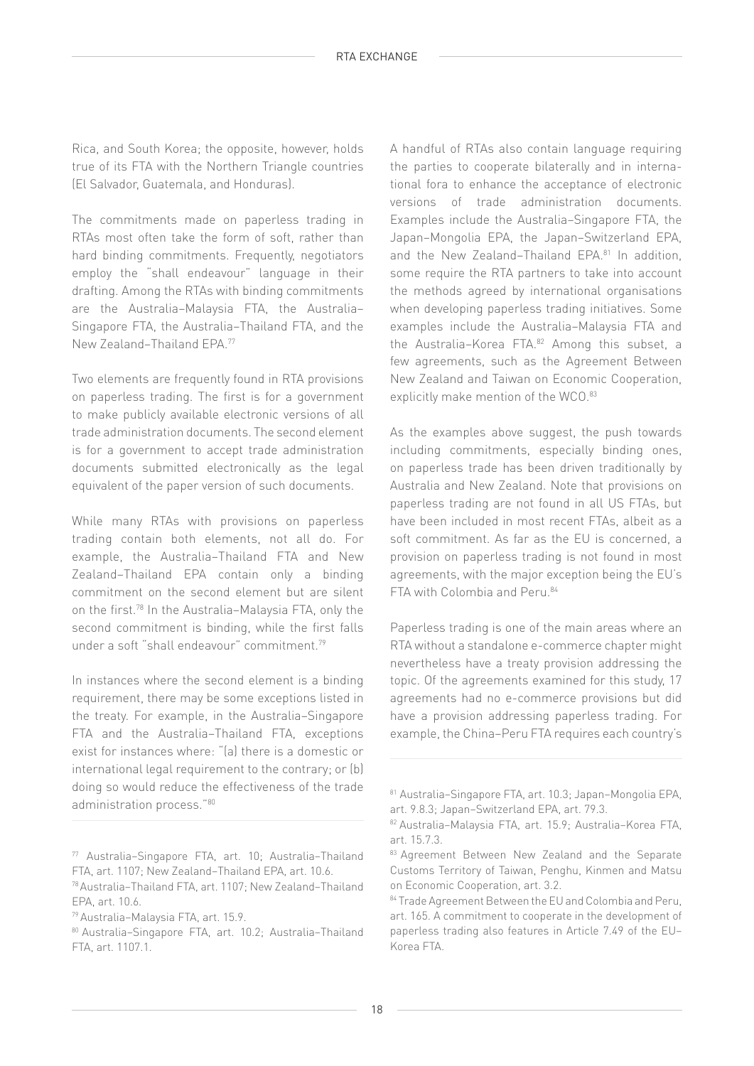Rica, and South Korea; the opposite, however, holds true of its FTA with the Northern Triangle countries (El Salvador, Guatemala, and Honduras).

The commitments made on paperless trading in RTAs most often take the form of soft, rather than hard binding commitments. Frequently, negotiators employ the "shall endeavour" language in their drafting. Among the RTAs with binding commitments are the Australia–Malaysia FTA, the Australia–Singapore FTA, the Australia–Thailand FTA, and the New Zealand–Thailand EPA.[77]

Two elements are frequently found in RTA provisions on paperless trading. The first is for a government to make publicly available electronic versions of all trade administration documents. The second element is for a government to accept trade administration documents submitted electronically as the legal equivalent of the paper version of such documents.

While many RTAs with provisions on paperless trading contain both elements, not all do. For example, the Australia–Thailand FTA and New Zealand–Thailand EPA contain only a binding commitment on the second element but are silent on the first.[78] In the Australia–Malaysia FTA, only the second commitment is binding, while the first falls under a soft "shall endeavour" commitment.[79]

In instances where the second element is a binding requirement, there may be some exceptions listed in the treaty. For example, in the Australia–Singapore FTA and the Australia–Thailand FTA, exceptions exist for instances where: "(a) there is a domestic or international legal requirement to the contrary; or (b) doing so would reduce the effectiveness of the trade administration process."[80]

A handful of RTAs also contain language requiring the parties to cooperate bilaterally and in international fora to enhance the acceptance of electronic versions of trade administration documents. Examples include the Australia–Singapore FTA, the Japan–Mongolia EPA, the Japan–Switzerland EPA, and the New Zealand–Thailand EPA.[81] In addition, some require the RTA partners to take into account the methods agreed by international organisations when developing paperless trading initiatives. Some examples include the Australia–Malaysia FTA and the Australia–Korea FTA.[82] Among this subset, a few agreements, such as the Agreement Between New Zealand and Taiwan on Economic Cooperation, explicitly make mention of the WCO.[83]

As the examples above suggest, the push towards including commitments, especially binding ones, on paperless trade has been driven traditionally by Australia and New Zealand. Note that provisions on paperless trading are not found in all US FTAs, but have been included in most recent FTAs, albeit as a soft commitment. As far as the EU is concerned, a provision on paperless trading is not found in most agreements, with the major exception being the EU's FTA with Colombia and Peru.[84]

Paperless trading is one of the main areas where an RTA without a standalone e-commerce chapter might nevertheless have a treaty provision addressing the topic. Of the agreements examined for this study, 17 agreements had no e-commerce provisions but did have a provision addressing paperless trading. For example, the China–Peru FTA requires each country's

---

[77] Australia–Singapore FTA, art. 10; Australia–Thailand FTA, art. 1107; New Zealand–Thailand EPA, art. 10.6.

[78] Australia–Thailand FTA, art. 1107; New Zealand–Thailand EPA, art. 10.6.

[79] Australia–Malaysia FTA, art. 15.9.

[80] Australia–Singapore FTA, art. 10.2; Australia–Thailand FTA, art. 1107.1.

[81] Australia–Singapore FTA, art. 10.3; Japan–Mongolia EPA, art. 9.8.3; Japan–Switzerland EPA, art. 79.3.

[82] Australia–Malaysia FTA, art. 15.9; Australia–Korea FTA, art. 15.7.3.

[83] Agreement Between New Zealand and the Separate Customs Territory of Taiwan, Penghu, Kinmen and Matsu on Economic Cooperation, art. 3.2.

[84] Trade Agreement Between the EU and Colombia and Peru, art. 165. A commitment to cooperate in the development of paperless trading also features in Article 7.49 of the EU–Korea FTA.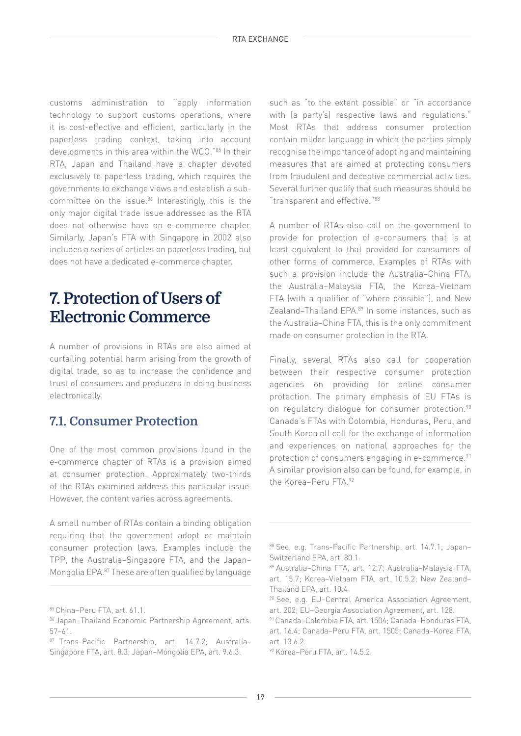customs administration to "apply information technology to support customs operations, where it is cost-effective and efficient, particularly in the paperless trading context, taking into account developments in this area within the WCO."[85] In their RTA, Japan and Thailand have a chapter devoted exclusively to paperless trading, which requires the governments to exchange views and establish a sub-committee on the issue.[86] Interestingly, this is the only major digital trade issue addressed as the RTA does not otherwise have an e-commerce chapter. Similarly, Japan's FTA with Singapore in 2002 also includes a series of articles on paperless trading, but does not have a dedicated e-commerce chapter.

# 7. Protection of Users of Electronic Commerce

A number of provisions in RTAs are also aimed at curtailing potential harm arising from the growth of digital trade, so as to increase the confidence and trust of consumers and producers in doing business electronically.

## 7.1. Consumer Protection

One of the most common provisions found in the e-commerce chapter of RTAs is a provision aimed at consumer protection. Approximately two-thirds of the RTAs examined address this particular issue. However, the content varies across agreements.

A small number of RTAs contain a binding obligation requiring that the government adopt or maintain consumer protection laws. Examples include the TPP, the Australia–Singapore FTA, and the Japan–Mongolia EPA.[87] These are often qualified by language such as "to the extent possible" or "in accordance with [a party's] respective laws and regulations." Most RTAs that address consumer protection contain milder language in which the parties simply recognise the importance of adopting and maintaining measures that are aimed at protecting consumers from fraudulent and deceptive commercial activities. Several further qualify that such measures should be "transparent and effective."[88]

A number of RTAs also call on the government to provide for protection of e-consumers that is at least equivalent to that provided for consumers of other forms of commerce. Examples of RTAs with such a provision include the Australia–China FTA, the Australia–Malaysia FTA, the Korea–Vietnam FTA (with a qualifier of "where possible"), and New Zealand–Thailand EPA.[89] In some instances, such as the Australia–China FTA, this is the only commitment made on consumer protection in the RTA.

Finally, several RTAs also call for cooperation between their respective consumer protection agencies on providing for online consumer protection. The primary emphasis of EU FTAs is on regulatory dialogue for consumer protection.[90] Canada's FTAs with Colombia, Honduras, Peru, and South Korea all call for the exchange of information and experiences on national approaches for the protection of consumers engaging in e-commerce.[91] A similar provision also can be found, for example, in the Korea–Peru FTA.[92]

---

[85] China–Peru FTA, art. 61.1.

[86] Japan–Thailand Economic Partnership Agreement, arts. 57–61.

[87] Trans-Pacific Partnership, art. 14.7.2; Australia–Singapore FTA, art. 8.3; Japan–Mongolia EPA, art. 9.6.3.

[88] See, e.g. Trans-Pacific Partnership, art. 14.7.1; Japan–Switzerland EPA, art. 80.1.

[89] Australia–China FTA, art. 12.7; Australia–Malaysia FTA, art. 15.7; Korea–Vietnam FTA, art. 10.5.2; New Zealand–Thailand EPA, art. 10.4

[90] See, e.g. EU–Central America Association Agreement, art. 202; EU–Georgia Association Agreement, art. 128.

[91] Canada–Colombia FTA, art. 1504; Canada–Honduras FTA, art. 16.4; Canada–Peru FTA, art. 1505; Canada–Korea FTA, art. 13.6.2.

[92] Korea–Peru FTA, art. 14.5.2.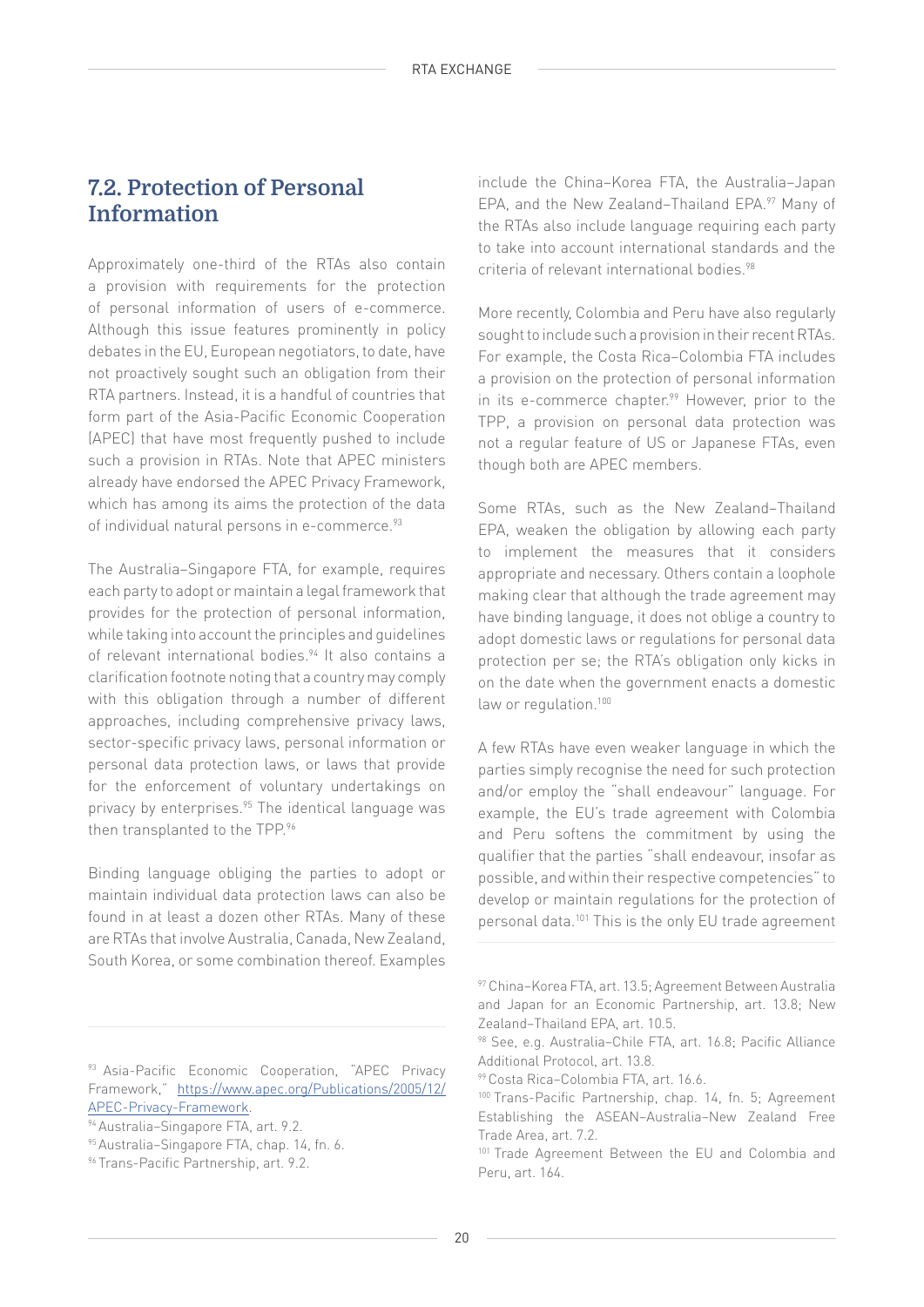## 7.2. Protection of Personal Information

Approximately one-third of the RTAs also contain a provision with requirements for the protection of personal information of users of e-commerce. Although this issue features prominently in policy debates in the EU, European negotiators, to date, have not proactively sought such an obligation from their RTA partners. Instead, it is a handful of countries that form part of the Asia-Pacific Economic Cooperation (APEC) that have most frequently pushed to include such a provision in RTAs. Note that APEC ministers already have endorsed the APEC Privacy Framework, which has among its aims the protection of the data of individual natural persons in e-commerce.[93]

The Australia–Singapore FTA, for example, requires each party to adopt or maintain a legal framework that provides for the protection of personal information, while taking into account the principles and guidelines of relevant international bodies.[94] It also contains a clarification footnote noting that a country may comply with this obligation through a number of different approaches, including comprehensive privacy laws, sector-specific privacy laws, personal information or personal data protection laws, or laws that provide for the enforcement of voluntary undertakings on privacy by enterprises.[95] The identical language was then transplanted to the TPP.[96]

Binding language obliging the parties to adopt or maintain individual data protection laws can also be found in at least a dozen other RTAs. Many of these are RTAs that involve Australia, Canada, New Zealand, South Korea, or some combination thereof. Examples include the China–Korea FTA, the Australia–Japan EPA, and the New Zealand–Thailand EPA.[97] Many of the RTAs also include language requiring each party to take into account international standards and the criteria of relevant international bodies.[98]

More recently, Colombia and Peru have also regularly sought to include such a provision in their recent RTAs. For example, the Costa Rica–Colombia FTA includes a provision on the protection of personal information in its e-commerce chapter.[99] However, prior to the TPP, a provision on personal data protection was not a regular feature of US or Japanese FTAs, even though both are APEC members.

Some RTAs, such as the New Zealand–Thailand EPA, weaken the obligation by allowing each party to implement the measures that it considers appropriate and necessary. Others contain a loophole making clear that although the trade agreement may have binding language, it does not oblige a country to adopt domestic laws or regulations for personal data protection per se; the RTA's obligation only kicks in on the date when the government enacts a domestic law or regulation.[100]

A few RTAs have even weaker language in which the parties simply recognise the need for such protection and/or employ the "shall endeavour" language. For example, the EU's trade agreement with Colombia and Peru softens the commitment by using the qualifier that the parties "shall endeavour, insofar as possible, and within their respective competencies" to develop or maintain regulations for the protection of personal data.[101] This is the only EU trade agreement

[93] Asia-Pacific Economic Cooperation, "APEC Privacy Framework," https://www.apec.org/Publications/2005/12/APEC-Privacy-Framework.

[94] Australia–Singapore FTA, art. 9.2.

[95] Australia–Singapore FTA, chap. 14, fn. 6.

[96] Trans-Pacific Partnership, art. 9.2.

[97] China–Korea FTA, art. 13.5; Agreement Between Australia and Japan for an Economic Partnership, art. 13.8; New Zealand–Thailand EPA, art. 10.5.

[98] See, e.g. Australia–Chile FTA, art. 16.8; Pacific Alliance Additional Protocol, art. 13.8.

[99] Costa Rica–Colombia FTA, art. 16.6.

[100] Trans-Pacific Partnership, chap. 14, fn. 5; Agreement Establishing the ASEAN–Australia–New Zealand Free Trade Area, art. 7.2.

[101] Trade Agreement Between the EU and Colombia and Peru, art. 164.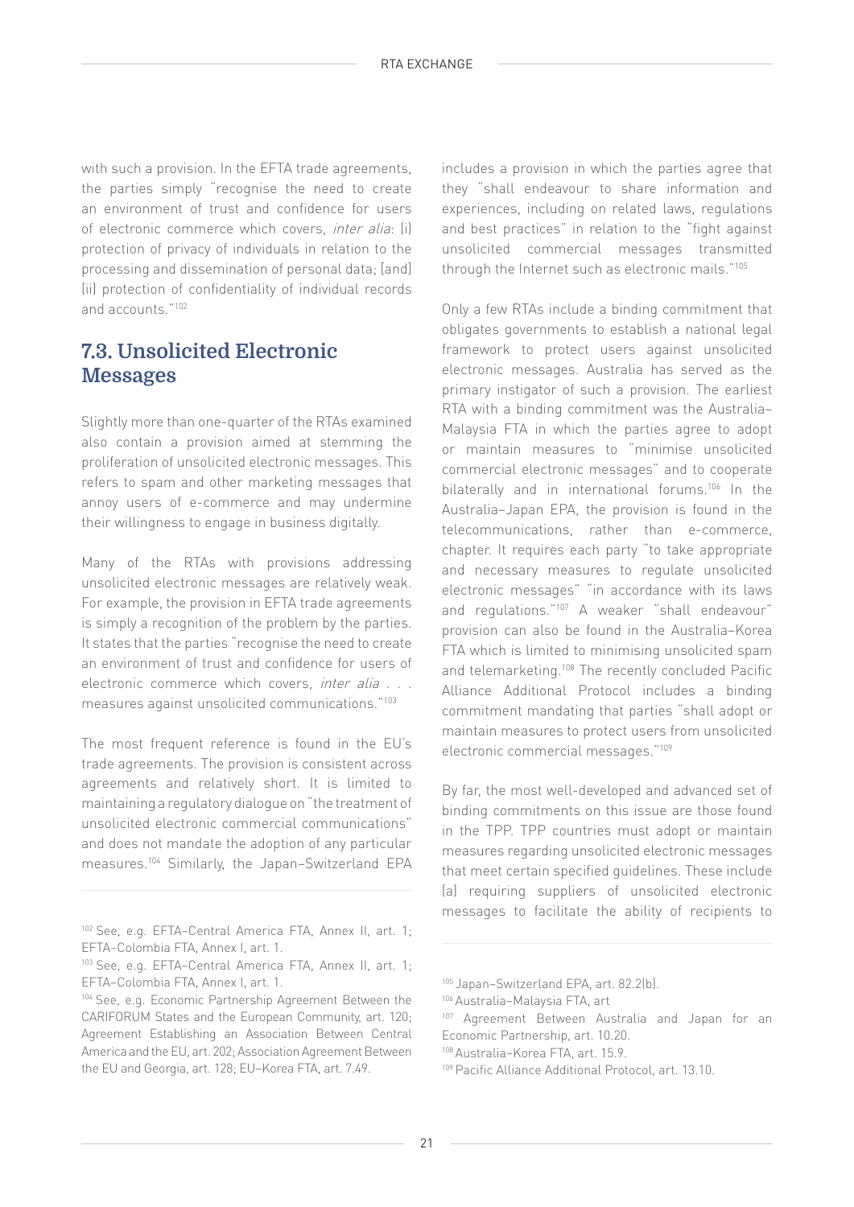with such a provision. In the EFTA trade agreements, the parties simply "recognise the need to create an environment of trust and confidence for users of electronic commerce which covers, *inter alia*: (i) protection of privacy of individuals in relation to the processing and dissemination of personal data; [and] (ii) protection of confidentiality of individual records and accounts."[102]

## 7.3. Unsolicited Electronic Messages

Slightly more than one-quarter of the RTAs examined also contain a provision aimed at stemming the proliferation of unsolicited electronic messages. This refers to spam and other marketing messages that annoy users of e-commerce and may undermine their willingness to engage in business digitally.

Many of the RTAs with provisions addressing unsolicited electronic messages are relatively weak. For example, the provision in EFTA trade agreements is simply a recognition of the problem by the parties. It states that the parties "recognise the need to create an environment of trust and confidence for users of electronic commerce which covers, *inter alia* . . . measures against unsolicited communications."[103]

The most frequent reference is found in the EU's trade agreements. The provision is consistent across agreements and relatively short. It is limited to maintaining a regulatory dialogue on "the treatment of unsolicited electronic commercial communications" and does not mandate the adoption of any particular measures.[104] Similarly, the Japan–Switzerland EPA includes a provision in which the parties agree that they "shall endeavour to share information and experiences, including on related laws, regulations and best practices" in relation to the "fight against unsolicited commercial messages transmitted through the Internet such as electronic mails."[105]

Only a few RTAs include a binding commitment that obligates governments to establish a national legal framework to protect users against unsolicited electronic messages. Australia has served as the primary instigator of such a provision. The earliest RTA with a binding commitment was the Australia–Malaysia FTA in which the parties agree to adopt or maintain measures to "minimise unsolicited commercial electronic messages" and to cooperate bilaterally and in international forums.[106] In the Australia–Japan EPA, the provision is found in the telecommunications, rather than e-commerce, chapter. It requires each party "to take appropriate and necessary measures to regulate unsolicited electronic messages" "in accordance with its laws and regulations."[107] A weaker "shall endeavour" provision can also be found in the Australia–Korea FTA which is limited to minimising unsolicited spam and telemarketing.[108] The recently concluded Pacific Alliance Additional Protocol includes a binding commitment mandating that parties "shall adopt or maintain measures to protect users from unsolicited electronic commercial messages."[109]

By far, the most well-developed and advanced set of binding commitments on this issue are those found in the TPP. TPP countries must adopt or maintain measures regarding unsolicited electronic messages that meet certain specified guidelines. These include (a) requiring suppliers of unsolicited electronic messages to facilitate the ability of recipients to

---

[102] See, e.g. EFTA–Central America FTA, Annex II, art. 1; EFTA–Colombia FTA, Annex I, art. 1.

[103] See, e.g. EFTA–Central America FTA, Annex II, art. 1; EFTA–Colombia FTA, Annex I, art. 1.

[104] See, e.g. Economic Partnership Agreement Between the CARIFORUM States and the European Community, art. 120; Agreement Establishing an Association Between Central America and the EU, art. 202; Association Agreement Between the EU and Georgia, art. 128; EU–Korea FTA, art. 7.49.

[105] Japan–Switzerland EPA, art. 82.2(b).

[106] Australia–Malaysia FTA, art

[107] Agreement Between Australia and Japan for an Economic Partnership, art. 10.20.

[108] Australia–Korea FTA, art. 15.9.

[109] Pacific Alliance Additional Protocol, art. 13.10.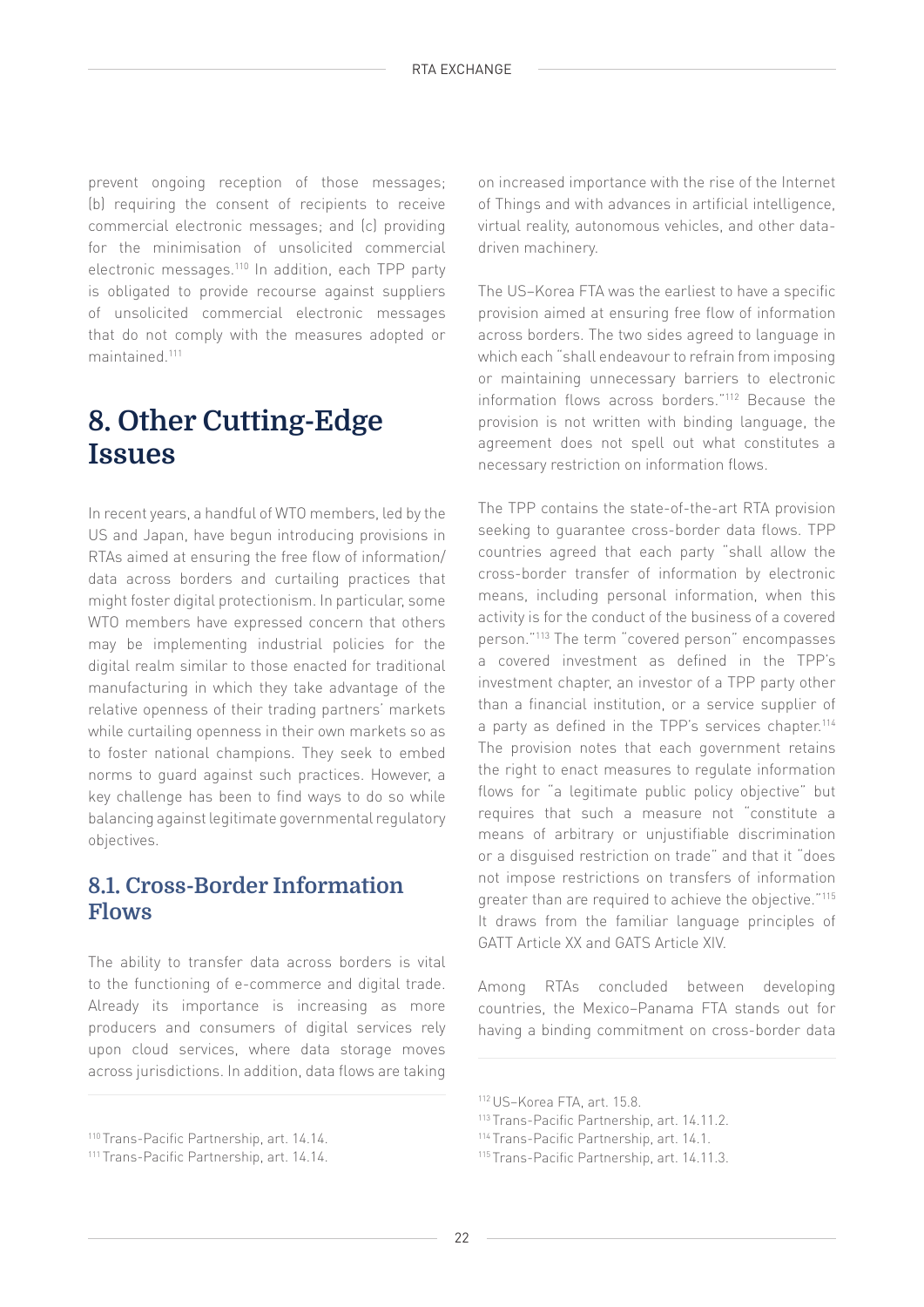prevent ongoing reception of those messages; (b) requiring the consent of recipients to receive commercial electronic messages; and (c) providing for the minimisation of unsolicited commercial electronic messages.[110] In addition, each TPP party is obligated to provide recourse against suppliers of unsolicited commercial electronic messages that do not comply with the measures adopted or maintained.[111]

# 8. Other Cutting-Edge Issues

In recent years, a handful of WTO members, led by the US and Japan, have begun introducing provisions in RTAs aimed at ensuring the free flow of information/data across borders and curtailing practices that might foster digital protectionism. In particular, some WTO members have expressed concern that others may be implementing industrial policies for the digital realm similar to those enacted for traditional manufacturing in which they take advantage of the relative openness of their trading partners' markets while curtailing openness in their own markets so as to foster national champions. They seek to embed norms to guard against such practices. However, a key challenge has been to find ways to do so while balancing against legitimate governmental regulatory objectives.

## 8.1. Cross-Border Information Flows

The ability to transfer data across borders is vital to the functioning of e-commerce and digital trade. Already its importance is increasing as more producers and consumers of digital services rely upon cloud services, where data storage moves across jurisdictions. In addition, data flows are taking on increased importance with the rise of the Internet of Things and with advances in artificial intelligence, virtual reality, autonomous vehicles, and other data-driven machinery.

The US–Korea FTA was the earliest to have a specific provision aimed at ensuring free flow of information across borders. The two sides agreed to language in which each "shall endeavour to refrain from imposing or maintaining unnecessary barriers to electronic information flows across borders."[112] Because the provision is not written with binding language, the agreement does not spell out what constitutes a necessary restriction on information flows.

The TPP contains the state-of-the-art RTA provision seeking to guarantee cross-border data flows. TPP countries agreed that each party "shall allow the cross-border transfer of information by electronic means, including personal information, when this activity is for the conduct of the business of a covered person."[113] The term "covered person" encompasses a covered investment as defined in the TPP's investment chapter, an investor of a TPP party other than a financial institution, or a service supplier of a party as defined in the TPP's services chapter.[114] The provision notes that each government retains the right to enact measures to regulate information flows for "a legitimate public policy objective" but requires that such a measure not "constitute a means of arbitrary or unjustifiable discrimination or a disguised restriction on trade" and that it "does not impose restrictions on transfers of information greater than are required to achieve the objective."[115] It draws from the familiar language principles of GATT Article XX and GATS Article XIV.

Among RTAs concluded between developing countries, the Mexico–Panama FTA stands out for having a binding commitment on cross-border data

[110] Trans-Pacific Partnership, art. 14.14.

[111] Trans-Pacific Partnership, art. 14.14.

[112] US–Korea FTA, art. 15.8.

[113] Trans-Pacific Partnership, art. 14.11.2.

[114] Trans-Pacific Partnership, art. 14.1.

[115] Trans-Pacific Partnership, art. 14.11.3.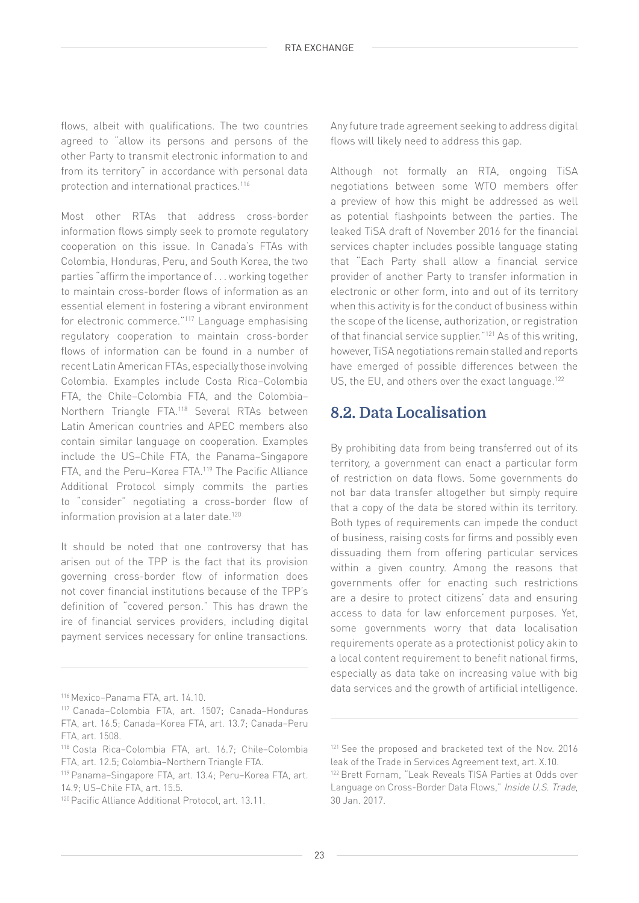flows, albeit with qualifications. The two countries agreed to "allow its persons and persons of the other Party to transmit electronic information to and from its territory" in accordance with personal data protection and international practices.[116]

Most other RTAs that address cross-border information flows simply seek to promote regulatory cooperation on this issue. In Canada's FTAs with Colombia, Honduras, Peru, and South Korea, the two parties "affirm the importance of . . . working together to maintain cross-border flows of information as an essential element in fostering a vibrant environment for electronic commerce."[117] Language emphasising regulatory cooperation to maintain cross-border flows of information can be found in a number of recent Latin American FTAs, especially those involving Colombia. Examples include Costa Rica–Colombia FTA, the Chile–Colombia FTA, and the Colombia–Northern Triangle FTA.[118] Several RTAs between Latin American countries and APEC members also contain similar language on cooperation. Examples include the US–Chile FTA, the Panama–Singapore FTA, and the Peru–Korea FTA.[119] The Pacific Alliance Additional Protocol simply commits the parties to "consider" negotiating a cross-border flow of information provision at a later date.[120]

It should be noted that one controversy that has arisen out of the TPP is the fact that its provision governing cross-border flow of information does not cover financial institutions because of the TPP's definition of "covered person." This has drawn the ire of financial services providers, including digital payment services necessary for online transactions. Any future trade agreement seeking to address digital flows will likely need to address this gap.

Although not formally an RTA, ongoing TiSA negotiations between some WTO members offer a preview of how this might be addressed as well as potential flashpoints between the parties. The leaked TiSA draft of November 2016 for the financial services chapter includes possible language stating that "Each Party shall allow a financial service provider of another Party to transfer information in electronic or other form, into and out of its territory when this activity is for the conduct of business within the scope of the license, authorization, or registration of that financial service supplier."[121] As of this writing, however, TiSA negotiations remain stalled and reports have emerged of possible differences between the US, the EU, and others over the exact language.[122]

## 8.2. Data Localisation

By prohibiting data from being transferred out of its territory, a government can enact a particular form of restriction on data flows. Some governments do not bar data transfer altogether but simply require that a copy of the data be stored within its territory. Both types of requirements can impede the conduct of business, raising costs for firms and possibly even dissuading them from offering particular services within a given country. Among the reasons that governments offer for enacting such restrictions are a desire to protect citizens' data and ensuring access to data for law enforcement purposes. Yet, some governments worry that data localisation requirements operate as a protectionist policy akin to a local content requirement to benefit national firms, especially as data take on increasing value with big data services and the growth of artificial intelligence.

---

[116] Mexico–Panama FTA, art. 14.10.

[117] Canada–Colombia FTA, art. 1507; Canada–Honduras FTA, art. 16.5; Canada–Korea FTA, art. 13.7; Canada–Peru FTA, art. 1508.

[118] Costa Rica–Colombia FTA, art. 16.7; Chile–Colombia FTA, art. 12.5; Colombia–Northern Triangle FTA.

[119] Panama–Singapore FTA, art. 13.4; Peru–Korea FTA, art. 14.9; US–Chile FTA, art. 15.5.

[120] Pacific Alliance Additional Protocol, art. 13.11.

[121] See the proposed and bracketed text of the Nov. 2016 leak of the Trade in Services Agreement text, art. X.10.

[122] Brett Fornam, "Leak Reveals TISA Parties at Odds over Language on Cross-Border Data Flows," *Inside U.S. Trade*, 30 Jan. 2017.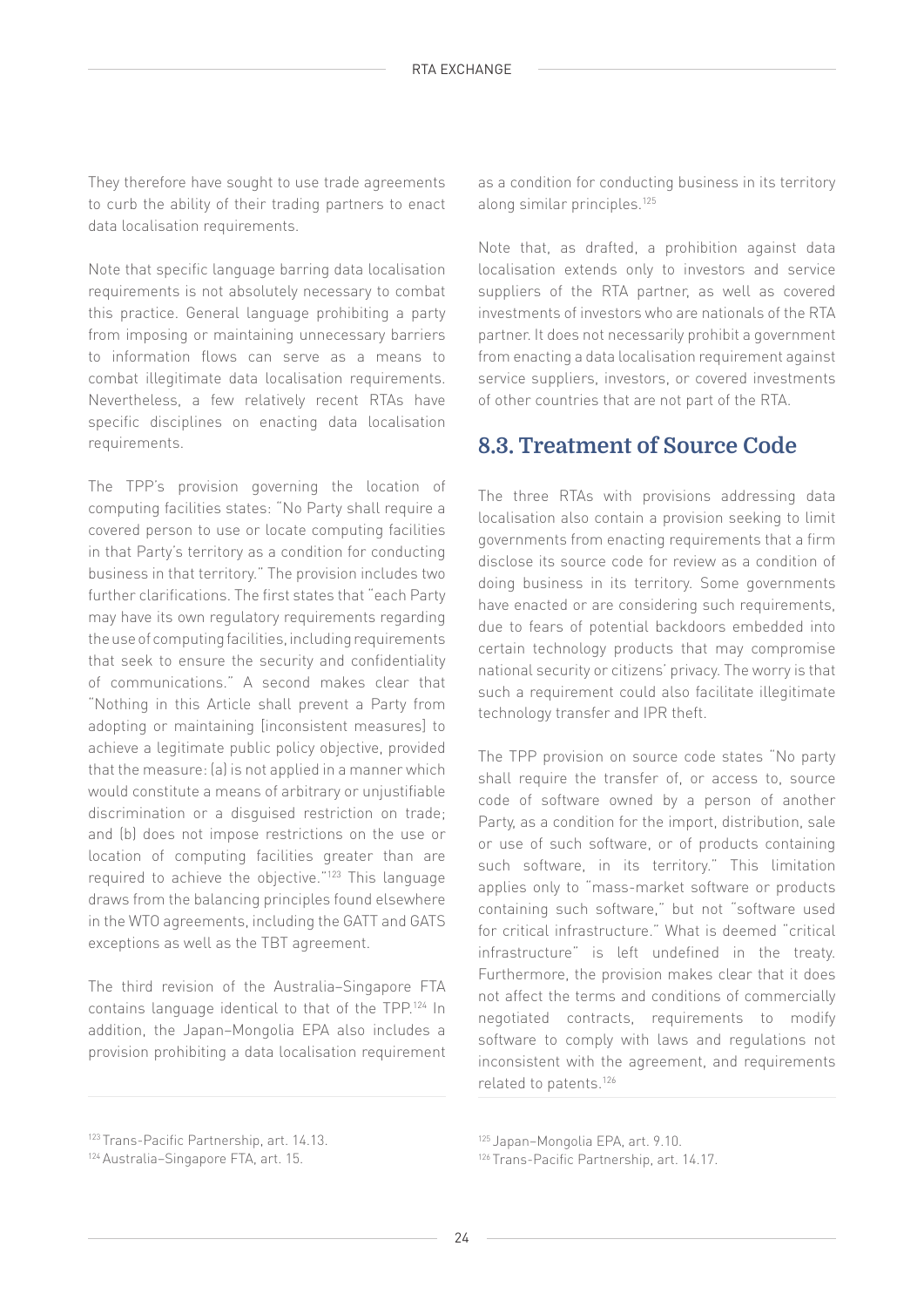They therefore have sought to use trade agreements to curb the ability of their trading partners to enact data localisation requirements.

Note that specific language barring data localisation requirements is not absolutely necessary to combat this practice. General language prohibiting a party from imposing or maintaining unnecessary barriers to information flows can serve as a means to combat illegitimate data localisation requirements. Nevertheless, a few relatively recent RTAs have specific disciplines on enacting data localisation requirements.

The TPP's provision governing the location of computing facilities states: "No Party shall require a covered person to use or locate computing facilities in that Party's territory as a condition for conducting business in that territory." The provision includes two further clarifications. The first states that "each Party may have its own regulatory requirements regarding the use of computing facilities, including requirements that seek to ensure the security and confidentiality of communications." A second makes clear that "Nothing in this Article shall prevent a Party from adopting or maintaining [inconsistent measures] to achieve a legitimate public policy objective, provided that the measure: (a) is not applied in a manner which would constitute a means of arbitrary or unjustifiable discrimination or a disguised restriction on trade; and (b) does not impose restrictions on the use or location of computing facilities greater than are required to achieve the objective."[123] This language draws from the balancing principles found elsewhere in the WTO agreements, including the GATT and GATS exceptions as well as the TBT agreement.

The third revision of the Australia–Singapore FTA contains language identical to that of the TPP.[124] In addition, the Japan–Mongolia EPA also includes a provision prohibiting a data localisation requirement as a condition for conducting business in its territory along similar principles.[125]

Note that, as drafted, a prohibition against data localisation extends only to investors and service suppliers of the RTA partner, as well as covered investments of investors who are nationals of the RTA partner. It does not necessarily prohibit a government from enacting a data localisation requirement against service suppliers, investors, or covered investments of other countries that are not part of the RTA.

## 8.3. Treatment of Source Code

The three RTAs with provisions addressing data localisation also contain a provision seeking to limit governments from enacting requirements that a firm disclose its source code for review as a condition of doing business in its territory. Some governments have enacted or are considering such requirements, due to fears of potential backdoors embedded into certain technology products that may compromise national security or citizens' privacy. The worry is that such a requirement could also facilitate illegitimate technology transfer and IPR theft.

The TPP provision on source code states "No party shall require the transfer of, or access to, source code of software owned by a person of another Party, as a condition for the import, distribution, sale or use of such software, or of products containing such software, in its territory." This limitation applies only to "mass-market software or products containing such software," but not "software used for critical infrastructure." What is deemed "critical infrastructure" is left undefined in the treaty. Furthermore, the provision makes clear that it does not affect the terms and conditions of commercially negotiated contracts, requirements to modify software to comply with laws and regulations not inconsistent with the agreement, and requirements related to patents.[126]

[123] Trans-Pacific Partnership, art. 14.13.

[124] Australia–Singapore FTA, art. 15.

[125] Japan–Mongolia EPA, art. 9.10.

[126] Trans-Pacific Partnership, art. 14.17.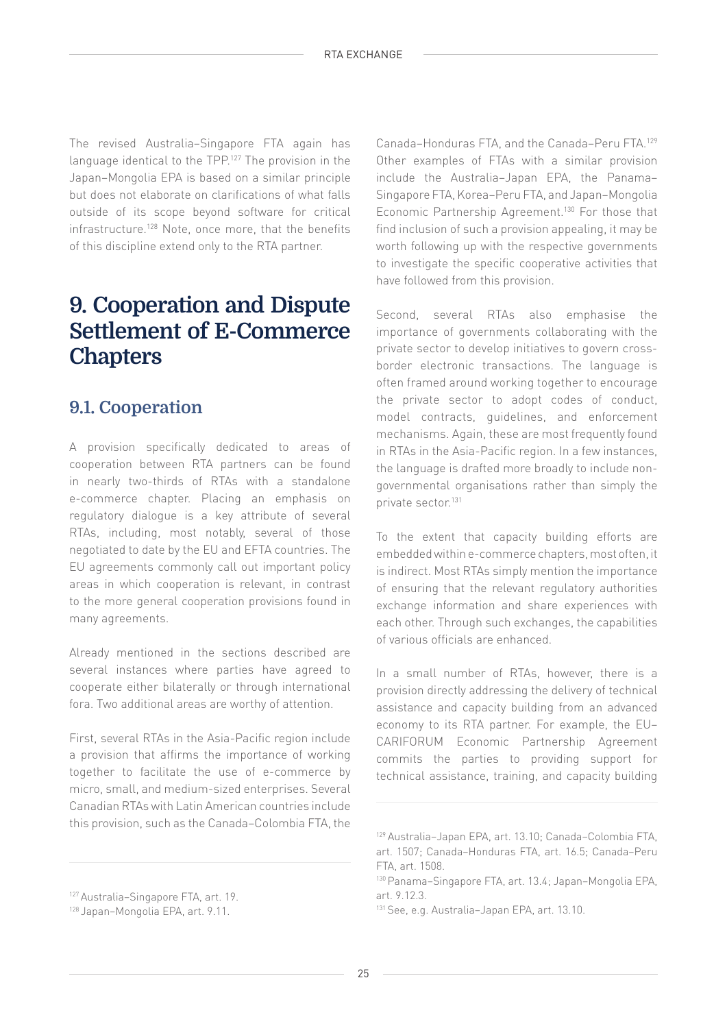The revised Australia–Singapore FTA again has language identical to the TPP.[127] The provision in the Japan–Mongolia EPA is based on a similar principle but does not elaborate on clarifications of what falls outside of its scope beyond software for critical infrastructure.[128] Note, once more, that the benefits of this discipline extend only to the RTA partner.

# 9. Cooperation and Dispute Settlement of E-Commerce Chapters

## 9.1. Cooperation

A provision specifically dedicated to areas of cooperation between RTA partners can be found in nearly two-thirds of RTAs with a standalone e-commerce chapter. Placing an emphasis on regulatory dialogue is a key attribute of several RTAs, including, most notably, several of those negotiated to date by the EU and EFTA countries. The EU agreements commonly call out important policy areas in which cooperation is relevant, in contrast to the more general cooperation provisions found in many agreements.

Already mentioned in the sections described are several instances where parties have agreed to cooperate either bilaterally or through international fora. Two additional areas are worthy of attention.

First, several RTAs in the Asia-Pacific region include a provision that affirms the importance of working together to facilitate the use of e-commerce by micro, small, and medium-sized enterprises. Several Canadian RTAs with Latin American countries include this provision, such as the Canada–Colombia FTA, the Canada–Honduras FTA, and the Canada–Peru FTA.[129] Other examples of FTAs with a similar provision include the Australia–Japan EPA, the Panama–Singapore FTA, Korea–Peru FTA, and Japan–Mongolia Economic Partnership Agreement.[130] For those that find inclusion of such a provision appealing, it may be worth following up with the respective governments to investigate the specific cooperative activities that have followed from this provision.

Second, several RTAs also emphasise the importance of governments collaborating with the private sector to develop initiatives to govern cross-border electronic transactions. The language is often framed around working together to encourage the private sector to adopt codes of conduct, model contracts, guidelines, and enforcement mechanisms. Again, these are most frequently found in RTAs in the Asia-Pacific region. In a few instances, the language is drafted more broadly to include non-governmental organisations rather than simply the private sector.[131]

To the extent that capacity building efforts are embedded within e-commerce chapters, most often, it is indirect. Most RTAs simply mention the importance of ensuring that the relevant regulatory authorities exchange information and share experiences with each other. Through such exchanges, the capabilities of various officials are enhanced.

In a small number of RTAs, however, there is a provision directly addressing the delivery of technical assistance and capacity building from an advanced economy to its RTA partner. For example, the EU–CARIFORUM Economic Partnership Agreement commits the parties to providing support for technical assistance, training, and capacity building

[127] Australia–Singapore FTA, art. 19.

[128] Japan–Mongolia EPA, art. 9.11.

[129] Australia–Japan EPA, art. 13.10; Canada–Colombia FTA, art. 1507; Canada–Honduras FTA, art. 16.5; Canada–Peru FTA, art. 1508.

[130] Panama–Singapore FTA, art. 13.4; Japan–Mongolia EPA, art. 9.12.3.

[131] See, e.g. Australia–Japan EPA, art. 13.10.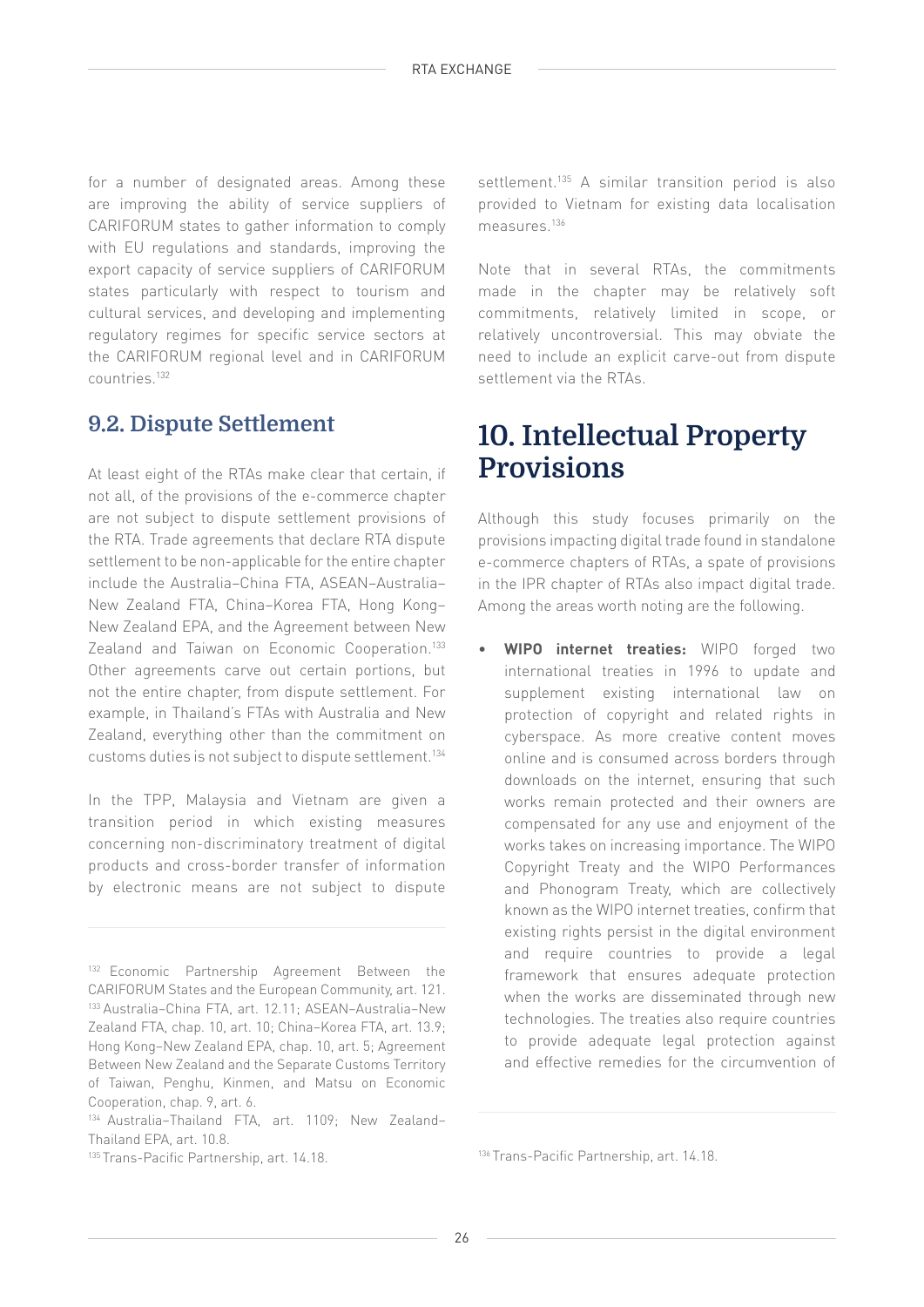for a number of designated areas. Among these are improving the ability of service suppliers of CARIFORUM states to gather information to comply with EU regulations and standards, improving the export capacity of service suppliers of CARIFORUM states particularly with respect to tourism and cultural services, and developing and implementing regulatory regimes for specific service sectors at the CARIFORUM regional level and in CARIFORUM countries.[132]

## 9.2. Dispute Settlement

At least eight of the RTAs make clear that certain, if not all, of the provisions of the e-commerce chapter are not subject to dispute settlement provisions of the RTA. Trade agreements that declare RTA dispute settlement to be non-applicable for the entire chapter include the Australia–China FTA, ASEAN–Australia–New Zealand FTA, China–Korea FTA, Hong Kong–New Zealand EPA, and the Agreement between New Zealand and Taiwan on Economic Cooperation.[133] Other agreements carve out certain portions, but not the entire chapter, from dispute settlement. For example, in Thailand's FTAs with Australia and New Zealand, everything other than the commitment on customs duties is not subject to dispute settlement.[134]

In the TPP, Malaysia and Vietnam are given a transition period in which existing measures concerning non-discriminatory treatment of digital products and cross-border transfer of information by electronic means are not subject to dispute settlement.[135] A similar transition period is also provided to Vietnam for existing data localisation measures.[136]

Note that in several RTAs, the commitments made in the chapter may be relatively soft commitments, relatively limited in scope, or relatively uncontroversial. This may obviate the need to include an explicit carve-out from dispute settlement via the RTAs.

# 10. Intellectual Property Provisions

Although this study focuses primarily on the provisions impacting digital trade found in standalone e-commerce chapters of RTAs, a spate of provisions in the IPR chapter of RTAs also impact digital trade. Among the areas worth noting are the following.

- **WIPO internet treaties:** WIPO forged two international treaties in 1996 to update and supplement existing international law on protection of copyright and related rights in cyberspace. As more creative content moves online and is consumed across borders through downloads on the internet, ensuring that such works remain protected and their owners are compensated for any use and enjoyment of the works takes on increasing importance. The WIPO Copyright Treaty and the WIPO Performances and Phonogram Treaty, which are collectively known as the WIPO internet treaties, confirm that existing rights persist in the digital environment and require countries to provide a legal framework that ensures adequate protection when the works are disseminated through new technologies. The treaties also require countries to provide adequate legal protection against and effective remedies for the circumvention of

---

[132] Economic Partnership Agreement Between the CARIFORUM States and the European Community, art. 121.

[133] Australia–China FTA, art. 12.11; ASEAN–Australia–New Zealand FTA, chap. 10, art. 10; China–Korea FTA, art. 13.9; Hong Kong–New Zealand EPA, chap. 10, art. 5; Agreement Between New Zealand and the Separate Customs Territory of Taiwan, Penghu, Kinmen, and Matsu on Economic Cooperation, chap. 9, art. 6.

[134] Australia–Thailand FTA, art. 1109; New Zealand–Thailand EPA, art. 10.8.

[135] Trans-Pacific Partnership, art. 14.18.

[136] Trans-Pacific Partnership, art. 14.18.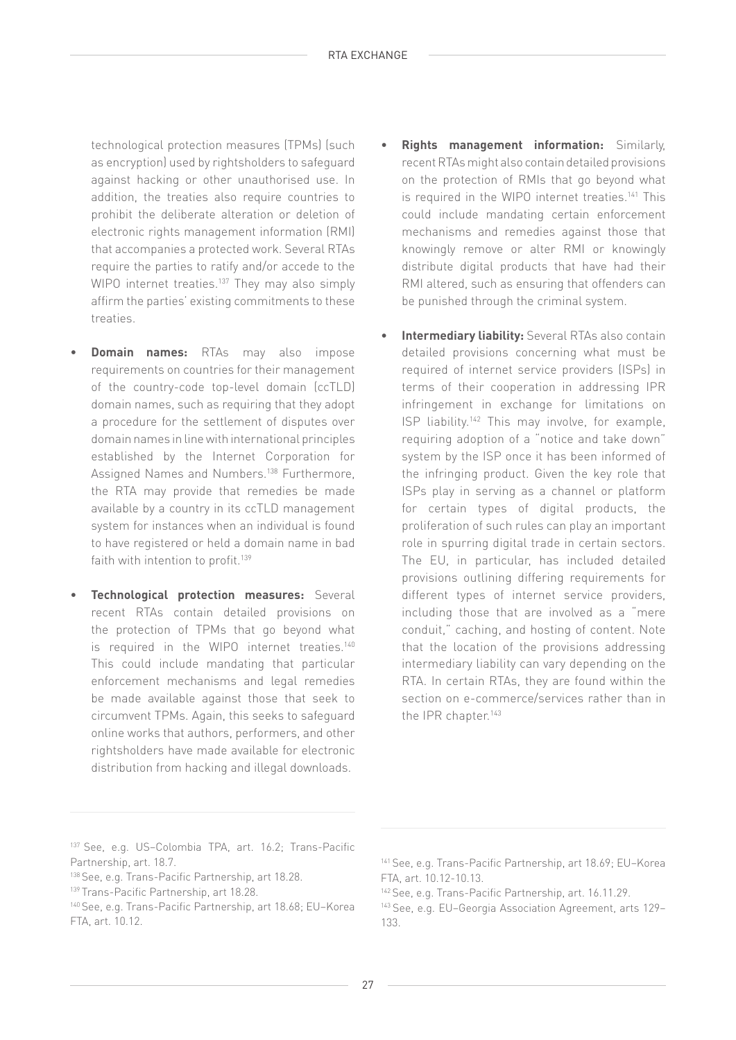technological protection measures (TPMs) (such as encryption) used by rightsholders to safeguard against hacking or other unauthorised use. In addition, the treaties also require countries to prohibit the deliberate alteration or deletion of electronic rights management information (RMI) that accompanies a protected work. Several RTAs require the parties to ratify and/or accede to the WIPO internet treaties.[137] They may also simply affirm the parties' existing commitments to these treaties.

- **Domain names:** RTAs may also impose requirements on countries for their management of the country-code top-level domain (ccTLD) domain names, such as requiring that they adopt a procedure for the settlement of disputes over domain names in line with international principles established by the Internet Corporation for Assigned Names and Numbers.[138] Furthermore, the RTA may provide that remedies be made available by a country in its ccTLD management system for instances when an individual is found to have registered or held a domain name in bad faith with intention to profit.[139]

- **Technological protection measures:** Several recent RTAs contain detailed provisions on the protection of TPMs that go beyond what is required in the WIPO internet treaties.[140] This could include mandating that particular enforcement mechanisms and legal remedies be made available against those that seek to circumvent TPMs. Again, this seeks to safeguard online works that authors, performers, and other rightsholders have made available for electronic distribution from hacking and illegal downloads.

- **Rights management information:** Similarly, recent RTAs might also contain detailed provisions on the protection of RMIs that go beyond what is required in the WIPO internet treaties.[141] This could include mandating certain enforcement mechanisms and remedies against those that knowingly remove or alter RMI or knowingly distribute digital products that have had their RMI altered, such as ensuring that offenders can be punished through the criminal system.

- **Intermediary liability:** Several RTAs also contain detailed provisions concerning what must be required of internet service providers (ISPs) in terms of their cooperation in addressing IPR infringement in exchange for limitations on ISP liability.[142] This may involve, for example, requiring adoption of a "notice and take down" system by the ISP once it has been informed of the infringing product. Given the key role that ISPs play in serving as a channel or platform for certain types of digital products, the proliferation of such rules can play an important role in spurring digital trade in certain sectors. The EU, in particular, has included detailed provisions outlining differing requirements for different types of internet service providers, including those that are involved as a "mere conduit," caching, and hosting of content. Note that the location of the provisions addressing intermediary liability can vary depending on the RTA. In certain RTAs, they are found within the section on e-commerce/services rather than in the IPR chapter.[143]

---

[137] See, e.g. US–Colombia TPA, art. 16.2; Trans-Pacific Partnership, art. 18.7.

[138] See, e.g. Trans-Pacific Partnership, art 18.28.

[139] Trans-Pacific Partnership, art 18.28.

[140] See, e.g. Trans-Pacific Partnership, art 18.68; EU–Korea FTA, art. 10.12.

[141] See, e.g. Trans-Pacific Partnership, art 18.69; EU–Korea FTA, art. 10.12-10.13.

[142] See, e.g. Trans-Pacific Partnership, art. 16.11.29.

[143] See, e.g. EU–Georgia Association Agreement, arts 129–133.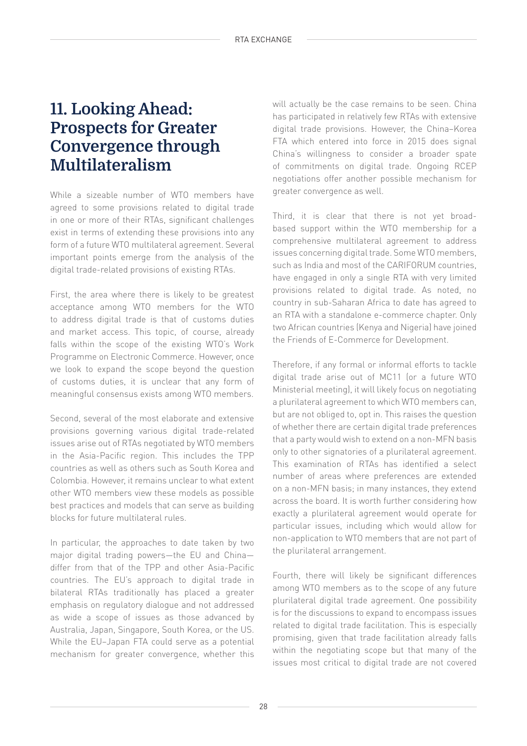# 11. Looking Ahead: Prospects for Greater Convergence through Multilateralism

While a sizeable number of WTO members have agreed to some provisions related to digital trade in one or more of their RTAs, significant challenges exist in terms of extending these provisions into any form of a future WTO multilateral agreement. Several important points emerge from the analysis of the digital trade-related provisions of existing RTAs.

First, the area where there is likely to be greatest acceptance among WTO members for the WTO to address digital trade is that of customs duties and market access. This topic, of course, already falls within the scope of the existing WTO's Work Programme on Electronic Commerce. However, once we look to expand the scope beyond the question of customs duties, it is unclear that any form of meaningful consensus exists among WTO members.

Second, several of the most elaborate and extensive provisions governing various digital trade-related issues arise out of RTAs negotiated by WTO members in the Asia-Pacific region. This includes the TPP countries as well as others such as South Korea and Colombia. However, it remains unclear to what extent other WTO members view these models as possible best practices and models that can serve as building blocks for future multilateral rules.

In particular, the approaches to date taken by two major digital trading powers—the EU and China—differ from that of the TPP and other Asia-Pacific countries. The EU's approach to digital trade in bilateral RTAs traditionally has placed a greater emphasis on regulatory dialogue and not addressed as wide a scope of issues as those advanced by Australia, Japan, Singapore, South Korea, or the US. While the EU–Japan FTA could serve as a potential mechanism for greater convergence, whether this will actually be the case remains to be seen. China has participated in relatively few RTAs with extensive digital trade provisions. However, the China–Korea FTA which entered into force in 2015 does signal China's willingness to consider a broader spate of commitments on digital trade. Ongoing RCEP negotiations offer another possible mechanism for greater convergence as well.

Third, it is clear that there is not yet broad-based support within the WTO membership for a comprehensive multilateral agreement to address issues concerning digital trade. Some WTO members, such as India and most of the CARIFORUM countries, have engaged in only a single RTA with very limited provisions related to digital trade. As noted, no country in sub-Saharan Africa to date has agreed to an RTA with a standalone e-commerce chapter. Only two African countries (Kenya and Nigeria) have joined the Friends of E-Commerce for Development.

Therefore, if any formal or informal efforts to tackle digital trade arise out of MC11 (or a future WTO Ministerial meeting), it will likely focus on negotiating a plurilateral agreement to which WTO members can, but are not obliged to, opt in. This raises the question of whether there are certain digital trade preferences that a party would wish to extend on a non-MFN basis only to other signatories of a plurilateral agreement. This examination of RTAs has identified a select number of areas where preferences are extended on a non-MFN basis; in many instances, they extend across the board. It is worth further considering how exactly a plurilateral agreement would operate for particular issues, including which would allow for non-application to WTO members that are not part of the plurilateral arrangement.

Fourth, there will likely be significant differences among WTO members as to the scope of any future plurilateral digital trade agreement. One possibility is for the discussions to expand to encompass issues related to digital trade facilitation. This is especially promising, given that trade facilitation already falls within the negotiating scope but that many of the issues most critical to digital trade are not covered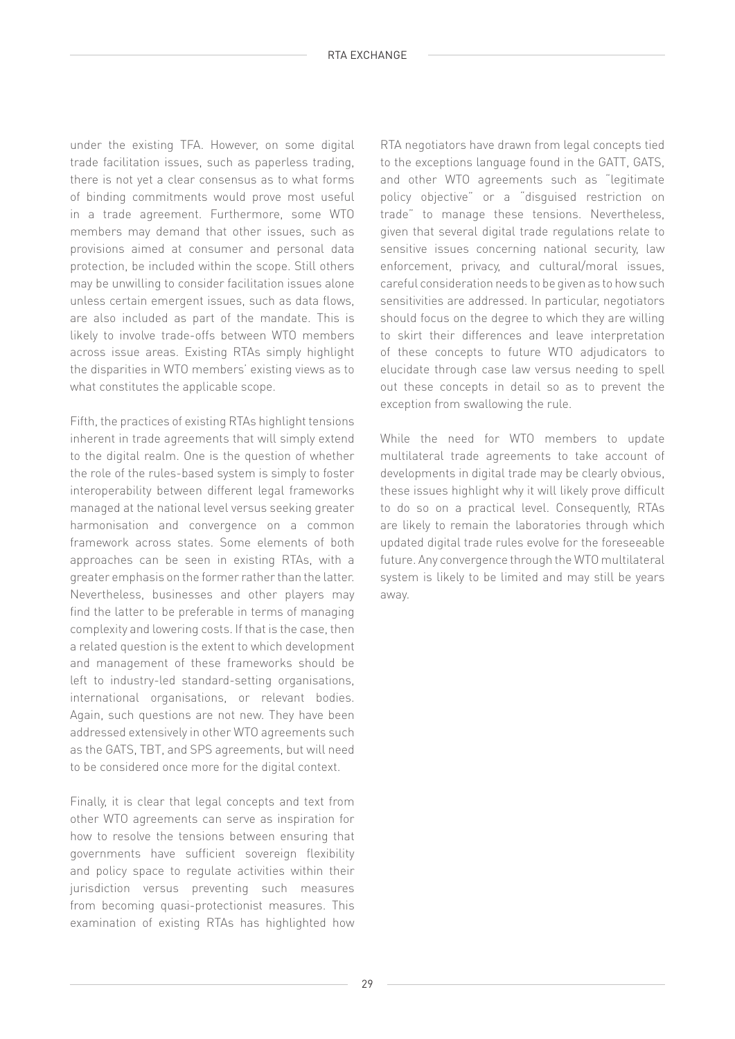under the existing TFA. However, on some digital trade facilitation issues, such as paperless trading, there is not yet a clear consensus as to what forms of binding commitments would prove most useful in a trade agreement. Furthermore, some WTO members may demand that other issues, such as provisions aimed at consumer and personal data protection, be included within the scope. Still others may be unwilling to consider facilitation issues alone unless certain emergent issues, such as data flows, are also included as part of the mandate. This is likely to involve trade-offs between WTO members across issue areas. Existing RTAs simply highlight the disparities in WTO members' existing views as to what constitutes the applicable scope.

Fifth, the practices of existing RTAs highlight tensions inherent in trade agreements that will simply extend to the digital realm. One is the question of whether the role of the rules-based system is simply to foster interoperability between different legal frameworks managed at the national level versus seeking greater harmonisation and convergence on a common framework across states. Some elements of both approaches can be seen in existing RTAs, with a greater emphasis on the former rather than the latter. Nevertheless, businesses and other players may find the latter to be preferable in terms of managing complexity and lowering costs. If that is the case, then a related question is the extent to which development and management of these frameworks should be left to industry-led standard-setting organisations, international organisations, or relevant bodies. Again, such questions are not new. They have been addressed extensively in other WTO agreements such as the GATS, TBT, and SPS agreements, but will need to be considered once more for the digital context.

Finally, it is clear that legal concepts and text from other WTO agreements can serve as inspiration for how to resolve the tensions between ensuring that governments have sufficient sovereign flexibility and policy space to regulate activities within their jurisdiction versus preventing such measures from becoming quasi-protectionist measures. This examination of existing RTAs has highlighted how RTA negotiators have drawn from legal concepts tied to the exceptions language found in the GATT, GATS, and other WTO agreements such as "legitimate policy objective" or a "disguised restriction on trade" to manage these tensions. Nevertheless, given that several digital trade regulations relate to sensitive issues concerning national security, law enforcement, privacy, and cultural/moral issues, careful consideration needs to be given as to how such sensitivities are addressed. In particular, negotiators should focus on the degree to which they are willing to skirt their differences and leave interpretation of these concepts to future WTO adjudicators to elucidate through case law versus needing to spell out these concepts in detail so as to prevent the exception from swallowing the rule.

While the need for WTO members to update multilateral trade agreements to take account of developments in digital trade may be clearly obvious, these issues highlight why it will likely prove difficult to do so on a practical level. Consequently, RTAs are likely to remain the laboratories through which updated digital trade rules evolve for the foreseeable future. Any convergence through the WTO multilateral system is likely to be limited and may still be years away.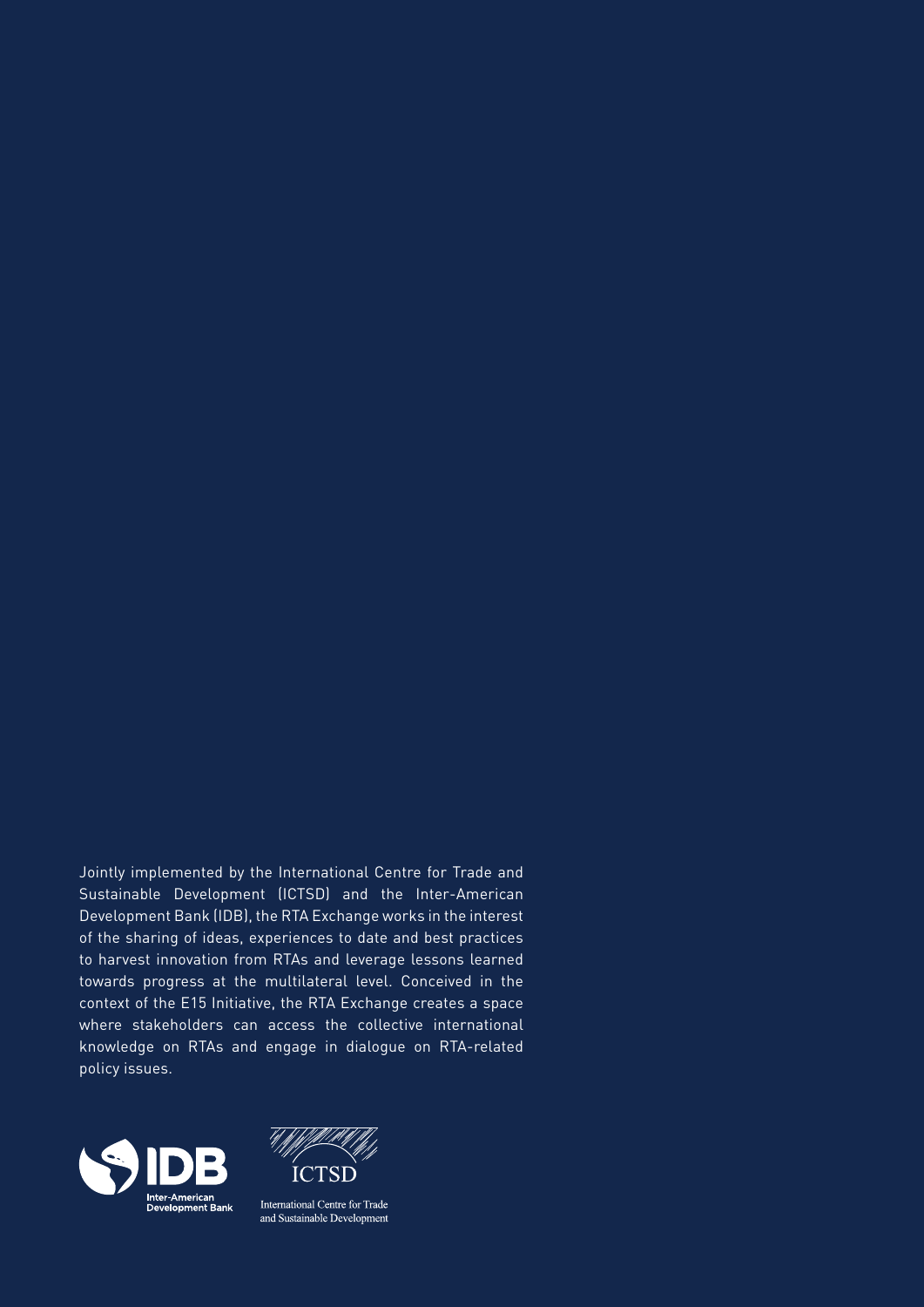Jointly implemented by the International Centre for Trade and Sustainable Development (ICTSD) and the Inter-American Development Bank (IDB), the RTA Exchange works in the interest of the sharing of ideas, experiences to date and best practices to harvest innovation from RTAs and leverage lessons learned towards progress at the multilateral level. Conceived in the context of the E15 Initiative, the RTA Exchange creates a space where stakeholders can access the collective international knowledge on RTAs and engage in dialogue on RTA-related policy issues.

IDB
Inter-American Development Bank

ICTSD
International Centre for Trade and Sustainable Development